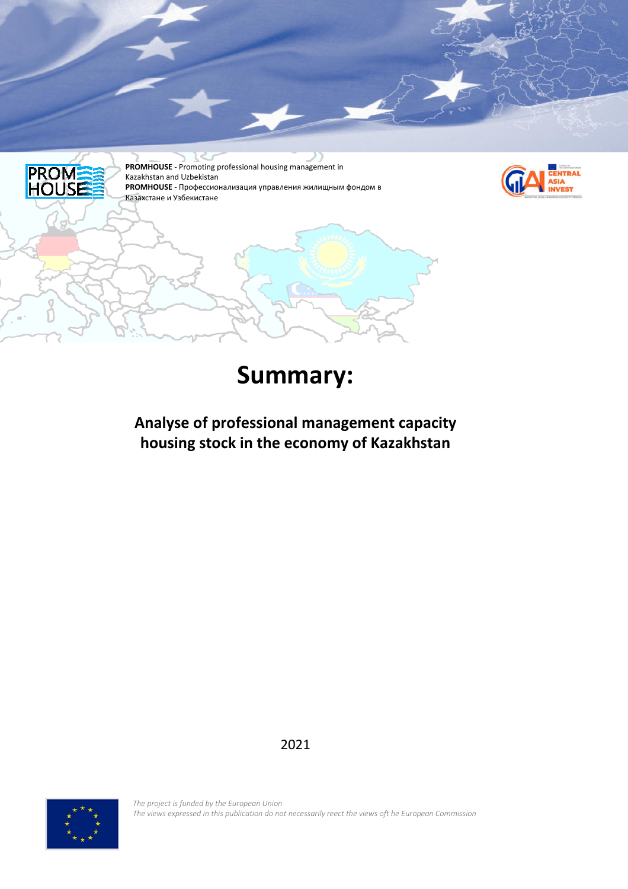**PROMHOUSE** - Promoting professional housing management in Kazakhstan and Uzbekistan
**PROMHOUSE** - Профессионализация управления жилищным фондом в Казахстане и Узбекистане

CENTRAL ASIA INVEST

# Summary:

## Analyse of professional management capacity housing stock in the economy of Kazakhstan

2021

*The project is funded by the European Union*
*The views expressed in this publication do not necessarily reect the views oft he European Commission*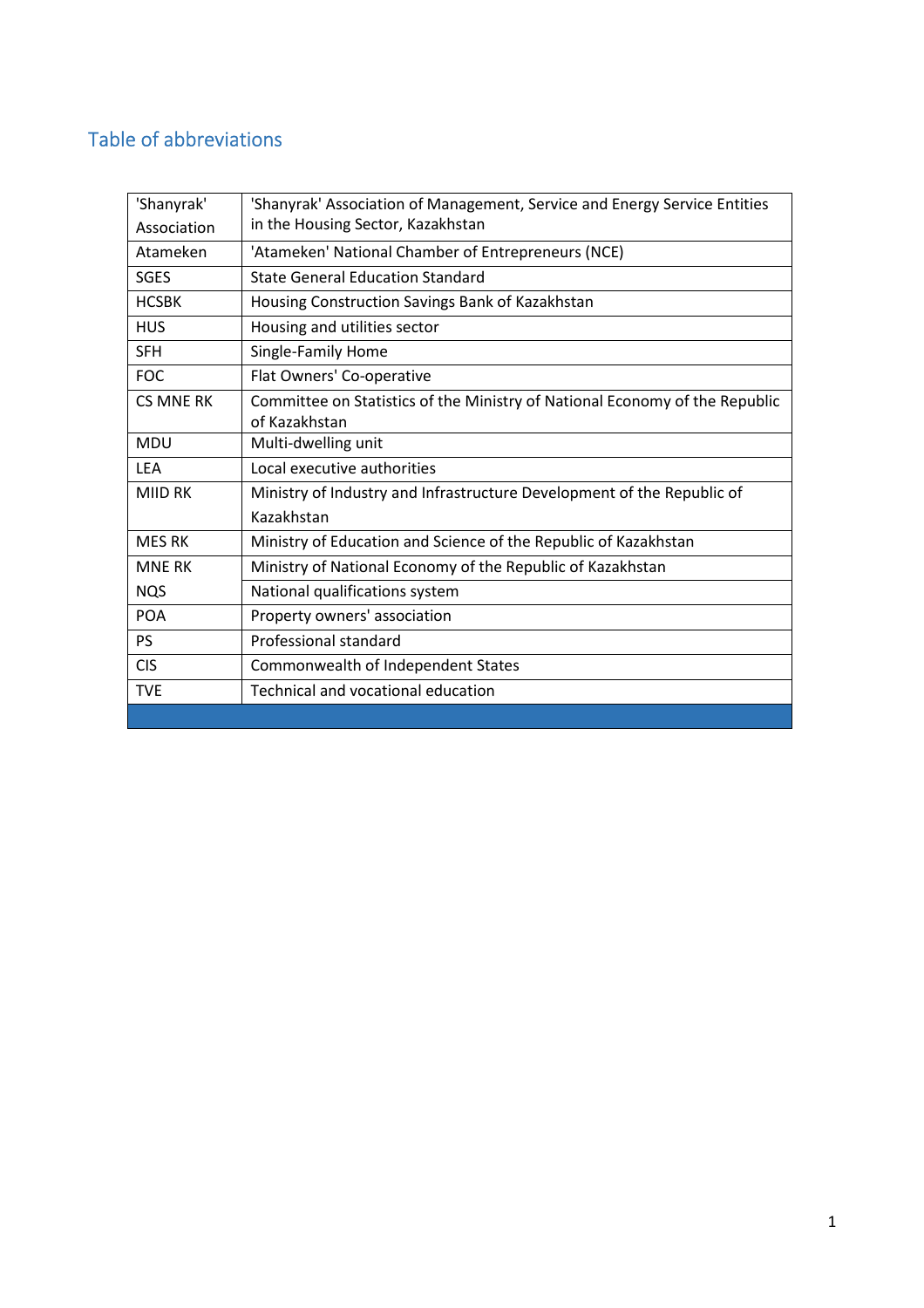## Table of abbreviations

| | |
|---|---|
| 'Shanyrak' Association | 'Shanyrak' Association of Management, Service and Energy Service Entities in the Housing Sector, Kazakhstan |
| Atameken | 'Atameken' National Chamber of Entrepreneurs (NCE) |
| SGES | State General Education Standard |
| HCSBK | Housing Construction Savings Bank of Kazakhstan |
| HUS | Housing and utilities sector |
| SFH | Single-Family Home |
| FOC | Flat Owners' Co-operative |
| CS MNE RK | Committee on Statistics of the Ministry of National Economy of the Republic of Kazakhstan |
| MDU | Multi-dwelling unit |
| LEA | Local executive authorities |
| MIID RK | Ministry of Industry and Infrastructure Development of the Republic of Kazakhstan |
| MES RK | Ministry of Education and Science of the Republic of Kazakhstan |
| MNE RK | Ministry of National Economy of the Republic of Kazakhstan |
| NQS | National qualifications system |
| POA | Property owners' association |
| PS | Professional standard |
| CIS | Commonwealth of Independent States |
| TVE | Technical and vocational education |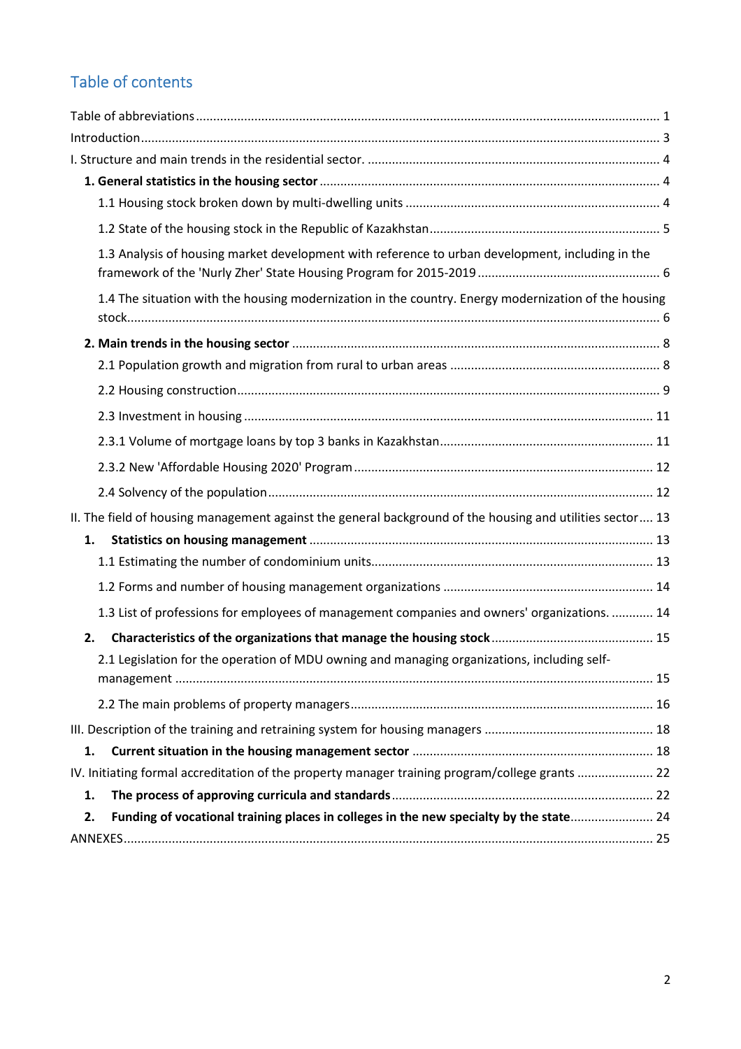# Table of contents

Table of abbreviations ........................................................................................................................ 1

Introduction ......................................................................................................................................... 3

I. Structure and main trends in the residential sector. ......................................................................... 4

**1. General statistics in the housing sector** ......................................................................................... 4

1.1 Housing stock broken down by multi-dwelling units ......................................................................... 4

1.2 State of the housing stock in the Republic of Kazakhstan .................................................................. 5

1.3 Analysis of housing market development with reference to urban development, including in the framework of the 'Nurly Zher' State Housing Program for 2015-2019 ...................................................... 6

1.4 The situation with the housing modernization in the country. Energy modernization of the housing stock ................................................................................................................................................ 6

**2. Main trends in the housing sector** ............................................................................................... 8

2.1 Population growth and migration from rural to urban areas ............................................................ 8

2.2 Housing construction ........................................................................................................................ 9

2.3 Investment in housing ..................................................................................................................... 11

2.3.1 Volume of mortgage loans by top 3 banks in Kazakhstan ............................................................. 11

2.3.2 New 'Affordable Housing 2020' Program ..................................................................................... 12

2.4 Solvency of the population .............................................................................................................. 12

II. The field of housing management against the general background of the housing and utilities sector .... 13

**1. Statistics on housing management** ............................................................................................. 13

1.1 Estimating the number of condominium units ................................................................................. 13

1.2 Forms and number of housing management organizations ............................................................ 14

1.3 List of professions for employees of management companies and owners' organizations. ............ 14

**2. Characteristics of the organizations that manage the housing stock** ........................................... 15

2.1 Legislation for the operation of MDU owning and managing organizations, including self-management ........................................................................................................................................ 15

2.2 The main problems of property managers ....................................................................................... 16

III. Description of the training and retraining system for housing managers ......................................... 18

**1. Current situation in the housing management sector** ................................................................. 18

IV. Initiating formal accreditation of the property manager training program/college grants ...................... 22

**1. The process of approving curricula and standards** ....................................................................... 22

**2. Funding of vocational training places in colleges in the new specialty by the state** ........................ 24

ANNEXES ........................................................................................................................................... 25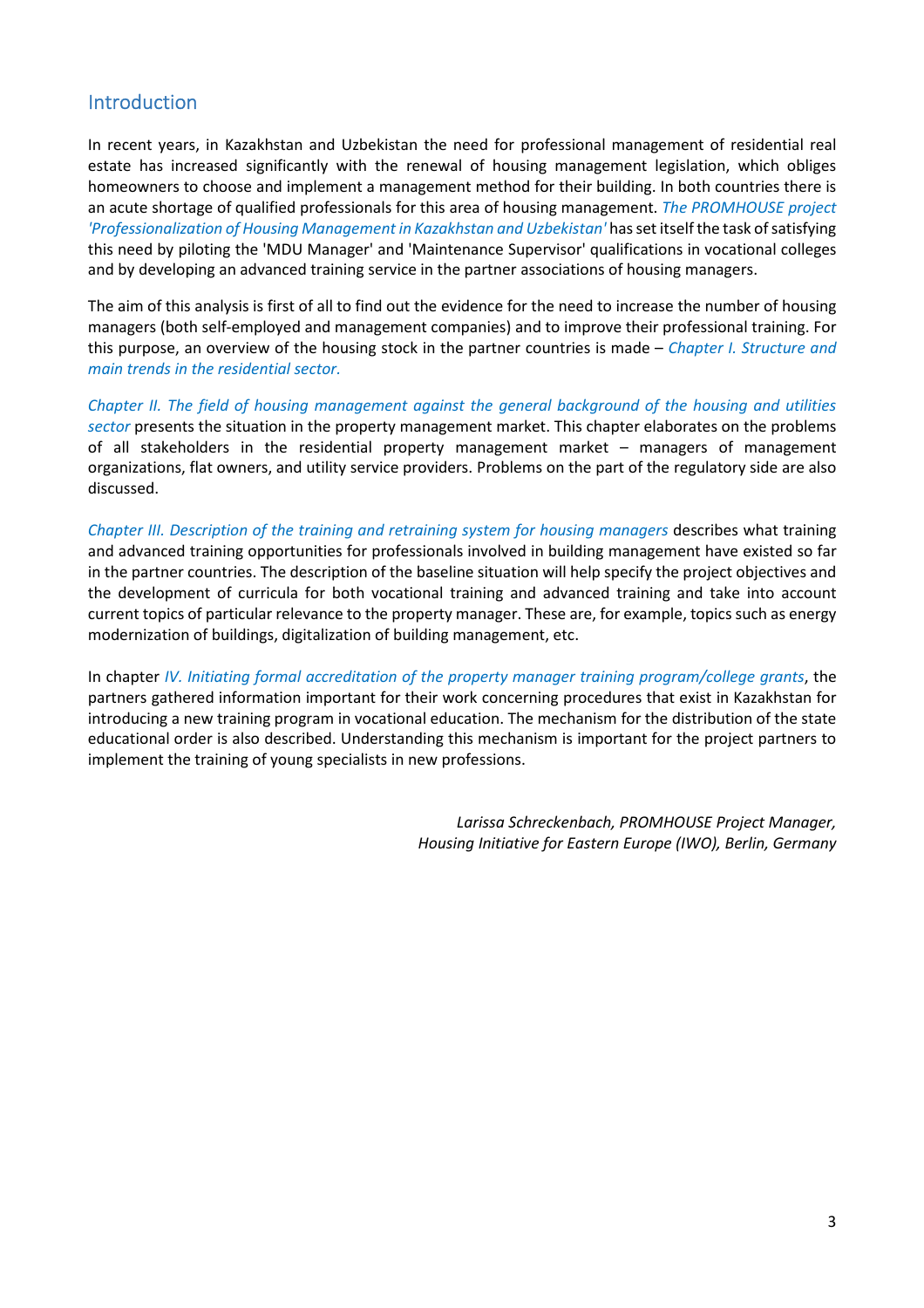## Introduction

In recent years, in Kazakhstan and Uzbekistan the need for professional management of residential real estate has increased significantly with the renewal of housing management legislation, which obliges homeowners to choose and implement a management method for their building. In both countries there is an acute shortage of qualified professionals for this area of housing management. *The PROMHOUSE project 'Professionalization of Housing Management in Kazakhstan and Uzbekistan'* has set itself the task of satisfying this need by piloting the 'MDU Manager' and 'Maintenance Supervisor' qualifications in vocational colleges and by developing an advanced training service in the partner associations of housing managers.

The aim of this analysis is first of all to find out the evidence for the need to increase the number of housing managers (both self-employed and management companies) and to improve their professional training. For this purpose, an overview of the housing stock in the partner countries is made – *Chapter I. Structure and main trends in the residential sector.*

*Chapter II. The field of housing management against the general background of the housing and utilities sector* presents the situation in the property management market. This chapter elaborates on the problems of all stakeholders in the residential property management market – managers of management organizations, flat owners, and utility service providers. Problems on the part of the regulatory side are also discussed.

*Chapter III. Description of the training and retraining system for housing managers* describes what training and advanced training opportunities for professionals involved in building management have existed so far in the partner countries. The description of the baseline situation will help specify the project objectives and the development of curricula for both vocational training and advanced training and take into account current topics of particular relevance to the property manager. These are, for example, topics such as energy modernization of buildings, digitalization of building management, etc.

In chapter *IV. Initiating formal accreditation of the property manager training program/college grants*, the partners gathered information important for their work concerning procedures that exist in Kazakhstan for introducing a new training program in vocational education. The mechanism for the distribution of the state educational order is also described. Understanding this mechanism is important for the project partners to implement the training of young specialists in new professions.

*Larissa Schreckenbach, PROMHOUSE Project Manager,*
*Housing Initiative for Eastern Europe (IWO), Berlin, Germany*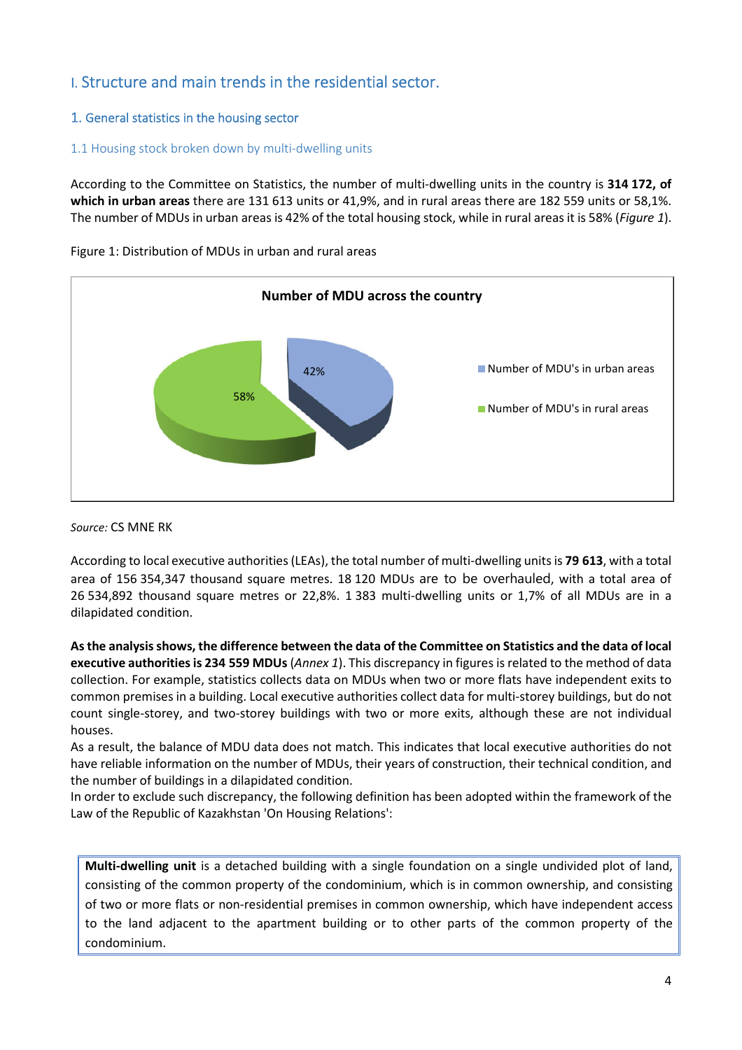# I. Structure and main trends in the residential sector.

## 1. General statistics in the housing sector

### 1.1 Housing stock broken down by multi-dwelling units

According to the Committee on Statistics, the number of multi-dwelling units in the country is **314 172, of which in urban areas** there are 131 613 units or 41,9%, and in rural areas there are 182 559 units or 58,1%. The number of MDUs in urban areas is 42% of the total housing stock, while in rural areas it is 58% (*Figure 1*).

Figure 1: Distribution of MDUs in urban and rural areas

**Number of MDU across the country**

- Number of MDU's in urban areas: 42%
- Number of MDU's in rural areas: 58%

*Source:* CS MNE RK

According to local executive authorities (LEAs), the total number of multi-dwelling units is **79 613**, with a total area of 156 354,347 thousand square metres. 18 120 MDUs are to be overhauled, with a total area of 26 534,892 thousand square metres or 22,8%. 1 383 multi-dwelling units or 1,7% of all MDUs are in a dilapidated condition.

**As the analysis shows, the difference between the data of the Committee on Statistics and the data of local executive authorities is 234 559 MDUs** (*Annex 1*). This discrepancy in figures is related to the method of data collection. For example, statistics collects data on MDUs when two or more flats have independent exits to common premises in a building. Local executive authorities collect data for multi-storey buildings, but do not count single-storey, and two-storey buildings with two or more exits, although these are not individual houses.

As a result, the balance of MDU data does not match. This indicates that local executive authorities do not have reliable information on the number of MDUs, their years of construction, their technical condition, and the number of buildings in a dilapidated condition.

In order to exclude such discrepancy, the following definition has been adopted within the framework of the Law of the Republic of Kazakhstan 'On Housing Relations':

> **Multi-dwelling unit** is a detached building with a single foundation on a single undivided plot of land, consisting of the common property of the condominium, which is in common ownership, and consisting of two or more flats or non-residential premises in common ownership, which have independent access to the land adjacent to the apartment building or to other parts of the common property of the condominium.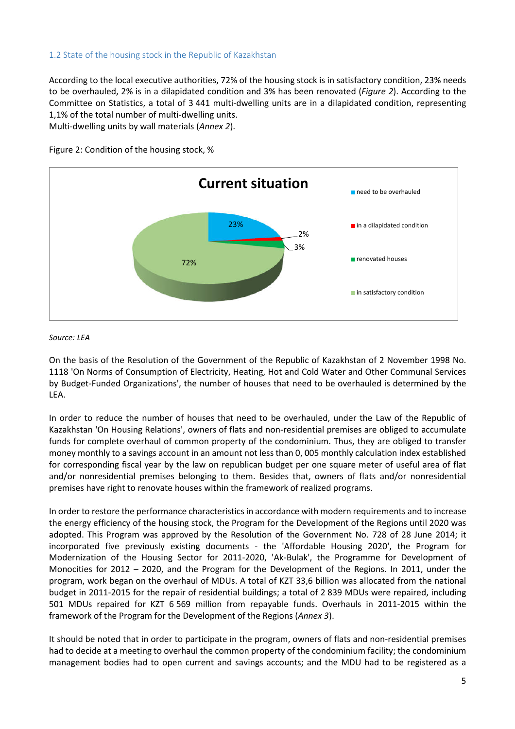## 1.2 State of the housing stock in the Republic of Kazakhstan

According to the local executive authorities, 72% of the housing stock is in satisfactory condition, 23% needs to be overhauled, 2% is in a dilapidated condition and 3% has been renovated (*Figure 2*). According to the Committee on Statistics, a total of 3 441 multi-dwelling units are in a dilapidated condition, representing 1,1% of the total number of multi-dwelling units.
Multi-dwelling units by wall materials (*Annex 2*).

Figure 2: Condition of the housing stock, %

**Current situation**

| Condition | % |
|---|---|
| need to be overhauled | 23% |
| in a dilapidated condition | 2% |
| renovated houses | 3% |
| in satisfactory condition | 72% |

*Source: LEA*

On the basis of the Resolution of the Government of the Republic of Kazakhstan of 2 November 1998 No. 1118 'On Norms of Consumption of Electricity, Heating, Hot and Cold Water and Other Communal Services by Budget-Funded Organizations', the number of houses that need to be overhauled is determined by the LEA.

In order to reduce the number of houses that need to be overhauled, under the Law of the Republic of Kazakhstan 'On Housing Relations', owners of flats and non-residential premises are obliged to accumulate funds for complete overhaul of common property of the condominium. Thus, they are obliged to transfer money monthly to a savings account in an amount not less than 0, 005 monthly calculation index established for corresponding fiscal year by the law on republican budget per one square meter of useful area of flat and/or nonresidential premises belonging to them. Besides that, owners of flats and/or nonresidential premises have right to renovate houses within the framework of realized programs.

In order to restore the performance characteristics in accordance with modern requirements and to increase the energy efficiency of the housing stock, the Program for the Development of the Regions until 2020 was adopted. This Program was approved by the Resolution of the Government No. 728 of 28 June 2014; it incorporated five previously existing documents - the 'Affordable Housing 2020', the Program for Modernization of the Housing Sector for 2011-2020, 'Ak-Bulak', the Programme for Development of Monocities for 2012 – 2020, and the Program for the Development of the Regions. In 2011, under the program, work began on the overhaul of MDUs. A total of KZT 33,6 billion was allocated from the national budget in 2011-2015 for the repair of residential buildings; a total of 2 839 MDUs were repaired, including 501 MDUs repaired for KZT 6 569 million from repayable funds. Overhauls in 2011-2015 within the framework of the Program for the Development of the Regions (*Annex 3*).

It should be noted that in order to participate in the program, owners of flats and non-residential premises had to decide at a meeting to overhaul the common property of the condominium facility; the condominium management bodies had to open current and savings accounts; and the MDU had to be registered as a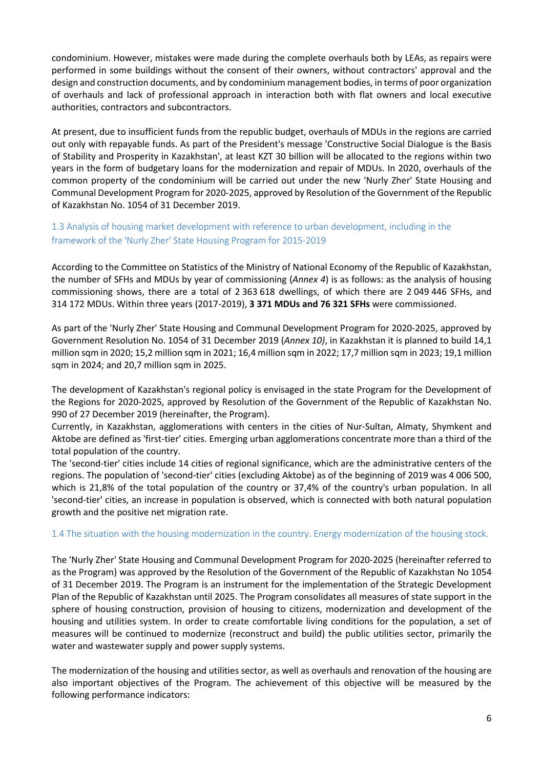condominium. However, mistakes were made during the complete overhauls both by LEAs, as repairs were performed in some buildings without the consent of their owners, without contractors' approval and the design and construction documents, and by condominium management bodies, in terms of poor organization of overhauls and lack of professional approach in interaction both with flat owners and local executive authorities, contractors and subcontractors.

At present, due to insufficient funds from the republic budget, overhauls of MDUs in the regions are carried out only with repayable funds. As part of the President's message 'Constructive Social Dialogue is the Basis of Stability and Prosperity in Kazakhstan', at least KZT 30 billion will be allocated to the regions within two years in the form of budgetary loans for the modernization and repair of MDUs. In 2020, overhauls of the common property of the condominium will be carried out under the new 'Nurly Zher' State Housing and Communal Development Program for 2020-2025, approved by Resolution of the Government of the Republic of Kazakhstan No. 1054 of 31 December 2019.

### 1.3 Analysis of housing market development with reference to urban development, including in the framework of the 'Nurly Zher' State Housing Program for 2015-2019

According to the Committee on Statistics of the Ministry of National Economy of the Republic of Kazakhstan, the number of SFHs and MDUs by year of commissioning (*Annex 4*) is as follows: as the analysis of housing commissioning shows, there are a total of 2 363 618 dwellings, of which there are 2 049 446 SFHs, and 314 172 MDUs. Within three years (2017-2019), **3 371 MDUs and 76 321 SFHs** were commissioned.

As part of the 'Nurly Zher' State Housing and Communal Development Program for 2020-2025, approved by Government Resolution No. 1054 of 31 December 2019 (*Annex 10)*, in Kazakhstan it is planned to build 14,1 million sqm in 2020; 15,2 million sqm in 2021; 16,4 million sqm in 2022; 17,7 million sqm in 2023; 19,1 million sqm in 2024; and 20,7 million sqm in 2025.

The development of Kazakhstan's regional policy is envisaged in the state Program for the Development of the Regions for 2020-2025, approved by Resolution of the Government of the Republic of Kazakhstan No. 990 of 27 December 2019 (hereinafter, the Program).

Currently, in Kazakhstan, agglomerations with centers in the cities of Nur-Sultan, Almaty, Shymkent and Aktobe are defined as 'first-tier' cities. Emerging urban agglomerations concentrate more than a third of the total population of the country.

The 'second-tier' cities include 14 cities of regional significance, which are the administrative centers of the regions. The population of 'second-tier' cities (excluding Aktobe) as of the beginning of 2019 was 4 006 500, which is 21,8% of the total population of the country or 37,4% of the country's urban population. In all 'second-tier' cities, an increase in population is observed, which is connected with both natural population growth and the positive net migration rate.

### 1.4 The situation with the housing modernization in the country. Energy modernization of the housing stock.

The 'Nurly Zher' State Housing and Communal Development Program for 2020-2025 (hereinafter referred to as the Program) was approved by the Resolution of the Government of the Republic of Kazakhstan No 1054 of 31 December 2019. The Program is an instrument for the implementation of the Strategic Development Plan of the Republic of Kazakhstan until 2025. The Program consolidates all measures of state support in the sphere of housing construction, provision of housing to citizens, modernization and development of the housing and utilities system. In order to create comfortable living conditions for the population, a set of measures will be continued to modernize (reconstruct and build) the public utilities sector, primarily the water and wastewater supply and power supply systems.

The modernization of the housing and utilities sector, as well as overhauls and renovation of the housing are also important objectives of the Program. The achievement of this objective will be measured by the following performance indicators: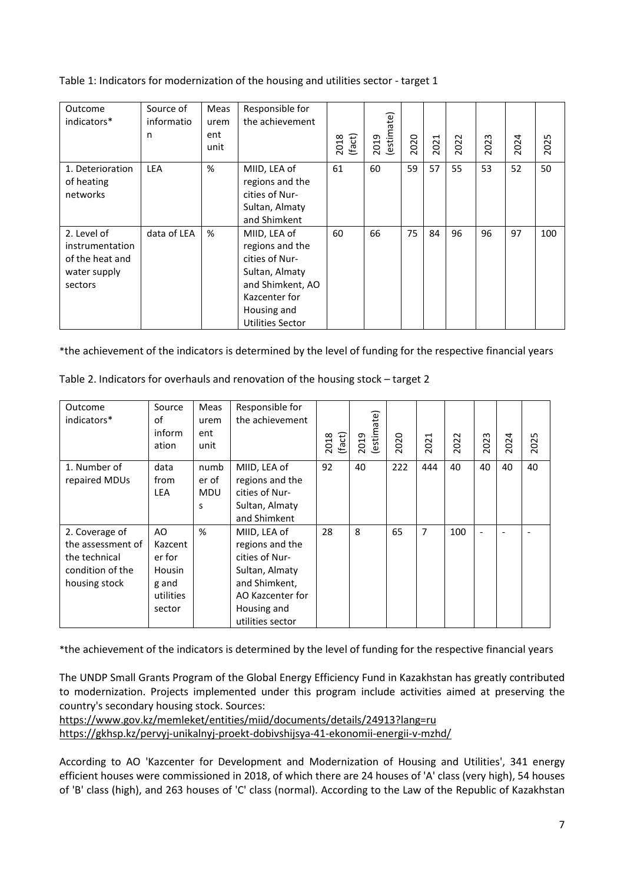Table 1: Indicators for modernization of the housing and utilities sector - target 1

| Outcome indicators* | Source of information | Measurement unit | Responsible for the achievement | 2018 (fact) | 2019 (estimate) | 2020 | 2021 | 2022 | 2023 | 2024 | 2025 |
|---|---|---|---|---|---|---|---|---|---|---|---|
| 1. Deterioration of heating networks | LEA | % | MIID, LEA of regions and the cities of Nur-Sultan, Almaty and Shimkent | 61 | 60 | 59 | 57 | 55 | 53 | 52 | 50 |
| 2. Level of instrumentation of the heat and water supply sectors | data of LEA | % | MIID, LEA of regions and the cities of Nur-Sultan, Almaty and Shimkent, AO Kazcenter for Housing and Utilities Sector | 60 | 66 | 75 | 84 | 96 | 96 | 97 | 100 |

*the achievement of the indicators is determined by the level of funding for the respective financial years

Table 2. Indicators for overhauls and renovation of the housing stock – target 2

| Outcome indicators* | Source of information | Measurement unit | Responsible for the achievement | 2018 (fact) | 2019 (estimate) | 2020 | 2021 | 2022 | 2023 | 2024 | 2025 |
|---|---|---|---|---|---|---|---|---|---|---|---|
| 1. Number of repaired MDUs | data from LEA | number of MDUs | MIID, LEA of regions and the cities of Nur-Sultan, Almaty and Shimkent | 92 | 40 | 222 | 444 | 40 | 40 | 40 | 40 |
| 2. Coverage of the assessment of the technical condition of the housing stock | AO Kazcenter for Housing and utilities sector | % | MIID, LEA of regions and the cities of Nur-Sultan, Almaty and Shimkent, AO Kazcenter for Housing and utilities sector | 28 | 8 | 65 | 7 | 100 | - | - | - |

*the achievement of the indicators is determined by the level of funding for the respective financial years

The UNDP Small Grants Program of the Global Energy Efficiency Fund in Kazakhstan has greatly contributed to modernization. Projects implemented under this program include activities aimed at preserving the country's secondary housing stock. Sources:
https://www.gov.kz/memleket/entities/miid/documents/details/24913?lang=ru
https://gkhsp.kz/pervyj-unikalnyj-proekt-dobivshijsya-41-ekonomii-energii-v-mzhd/

According to AO 'Kazcenter for Development and Modernization of Housing and Utilities', 341 energy efficient houses were commissioned in 2018, of which there are 24 houses of 'A' class (very high), 54 houses of 'B' class (high), and 263 houses of 'C' class (normal). According to the Law of the Republic of Kazakhstan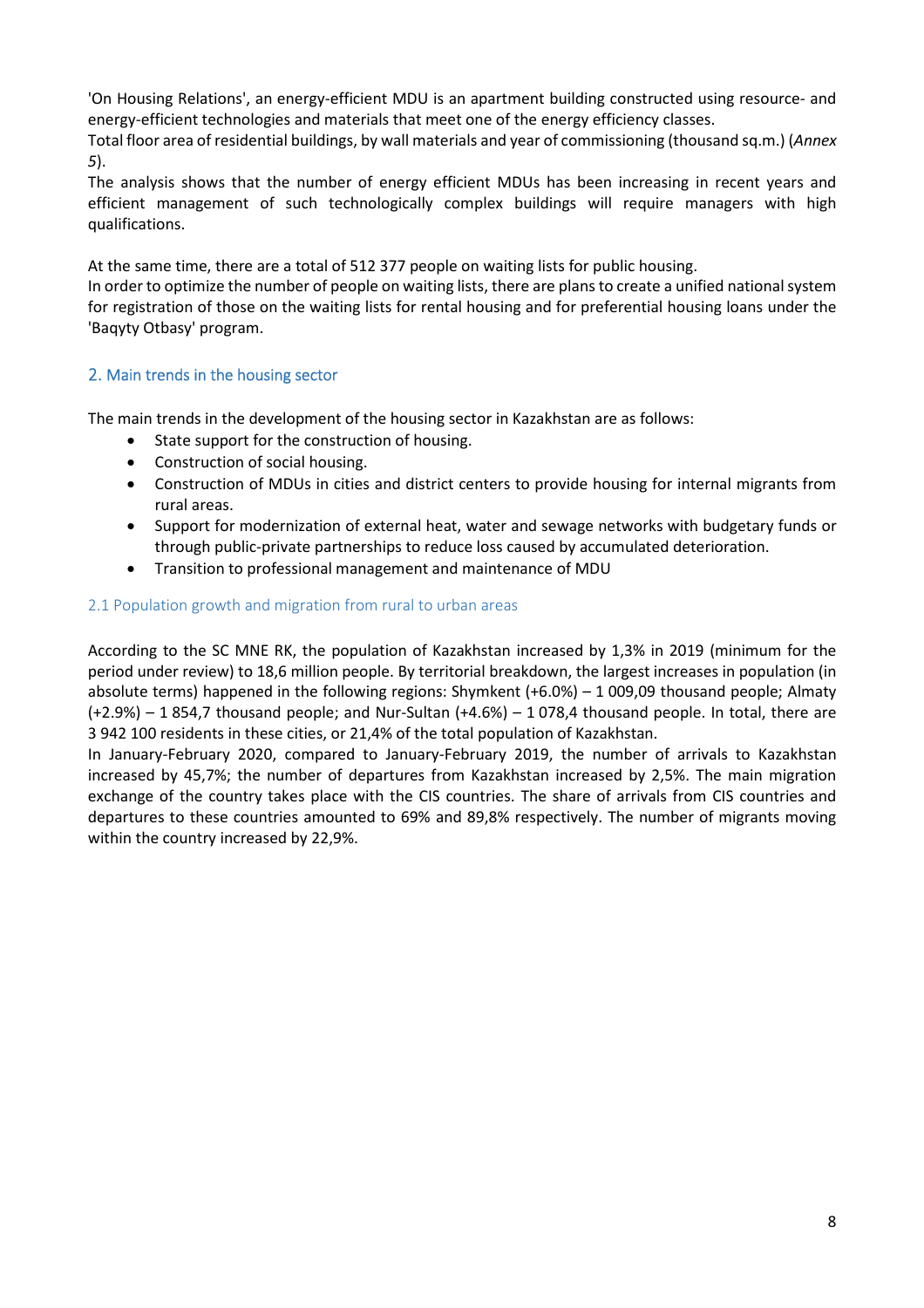'On Housing Relations', an energy-efficient MDU is an apartment building constructed using resource- and energy-efficient technologies and materials that meet one of the energy efficiency classes.
Total floor area of residential buildings, by wall materials and year of commissioning (thousand sq.m.) (*Annex 5*).
The analysis shows that the number of energy efficient MDUs has been increasing in recent years and efficient management of such technologically complex buildings will require managers with high qualifications.

At the same time, there are a total of 512 377 people on waiting lists for public housing.
In order to optimize the number of people on waiting lists, there are plans to create a unified national system for registration of those on the waiting lists for rental housing and for preferential housing loans under the 'Baqyty Otbasy' program.

## 2. Main trends in the housing sector

The main trends in the development of the housing sector in Kazakhstan are as follows:

- State support for the construction of housing.
- Construction of social housing.
- Construction of MDUs in cities and district centers to provide housing for internal migrants from rural areas.
- Support for modernization of external heat, water and sewage networks with budgetary funds or through public-private partnerships to reduce loss caused by accumulated deterioration.
- Transition to professional management and maintenance of MDU

### 2.1 Population growth and migration from rural to urban areas

According to the SC MNE RK, the population of Kazakhstan increased by 1,3% in 2019 (minimum for the period under review) to 18,6 million people. By territorial breakdown, the largest increases in population (in absolute terms) happened in the following regions: Shymkent (+6.0%) – 1 009,09 thousand people; Almaty (+2.9%) – 1 854,7 thousand people; and Nur-Sultan (+4.6%) – 1 078,4 thousand people. In total, there are 3 942 100 residents in these cities, or 21,4% of the total population of Kazakhstan.
In January-February 2020, compared to January-February 2019, the number of arrivals to Kazakhstan increased by 45,7%; the number of departures from Kazakhstan increased by 2,5%. The main migration exchange of the country takes place with the CIS countries. The share of arrivals from CIS countries and departures to these countries amounted to 69% and 89,8% respectively. The number of migrants moving within the country increased by 22,9%.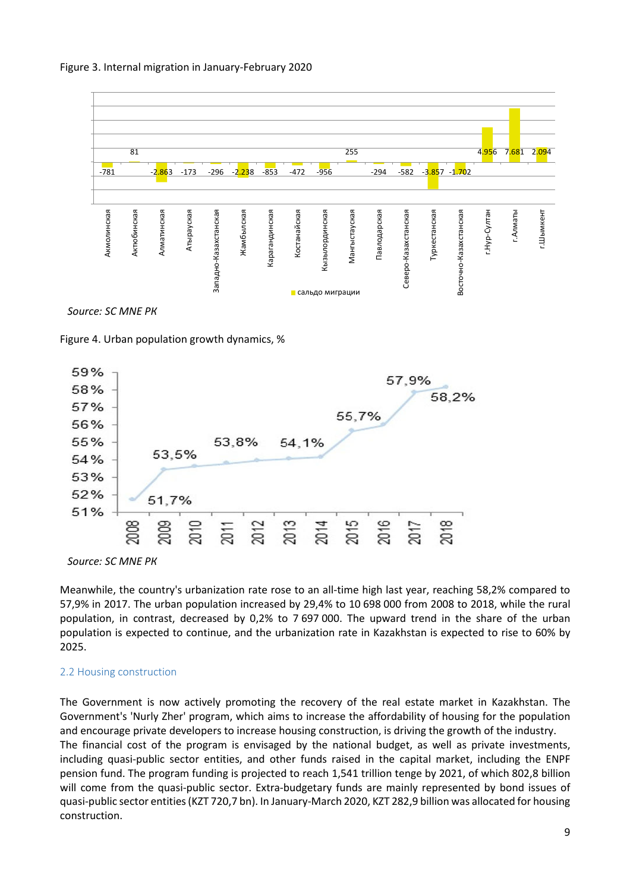Figure 3. Internal migration in January-February 2020

| Регион | сальдо миграции |
| --- | --- |
| Акмолинская | -781 |
| Актюбинская | 81 |
| Алматинская | -2.863 |
| Атырауская | -173 |
| Западно-Казахстанская | -296 |
| Жамбылская | -2.238 |
| Карагандинская | -853 |
| Костанайская | -472 |
| Кызылординская | -956 |
| Мангыстауская | 255 |
| Павлодарская | -294 |
| Северо-Казахстанская | -582 |
| Туркестанская | -3.857 |
| Восточно-Казахстанская | -1.702 |
| г.Нур-Султан | 4.956 |
| г.Алматы | 7.681 |
| г.Шымкент | 2.094 |

*Source: SC MNE RK*

Figure 4. Urban population growth dynamics, %

| Year | 2008 | 2009 | 2010 | 2011 | 2012 | 2013 | 2014 | 2015 | 2016 | 2017 | 2018 |
| --- | --- | --- | --- | --- | --- | --- | --- | --- | --- | --- | --- |
| Urban population, % | 51,7% | 53,5% | | 53,8% | | 54,1% | | 55,7% | | 57,9% | 58,2% |

*Source: SC MNE RK*

Meanwhile, the country's urbanization rate rose to an all-time high last year, reaching 58,2% compared to 57,9% in 2017. The urban population increased by 29,4% to 10 698 000 from 2008 to 2018, while the rural population, in contrast, decreased by 0,2% to 7 697 000. The upward trend in the share of the urban population is expected to continue, and the urbanization rate in Kazakhstan is expected to rise to 60% by 2025.

## 2.2 Housing construction

The Government is now actively promoting the recovery of the real estate market in Kazakhstan. The Government's 'Nurly Zher' program, which aims to increase the affordability of housing for the population and encourage private developers to increase housing construction, is driving the growth of the industry.

The financial cost of the program is envisaged by the national budget, as well as private investments, including quasi-public sector entities, and other funds raised in the capital market, including the ENPF pension fund. The program funding is projected to reach 1,541 trillion tenge by 2021, of which 802,8 billion will come from the quasi-public sector. Extra-budgetary funds are mainly represented by bond issues of quasi-public sector entities (KZT 720,7 bn). In January-March 2020, KZT 282,9 billion was allocated for housing construction.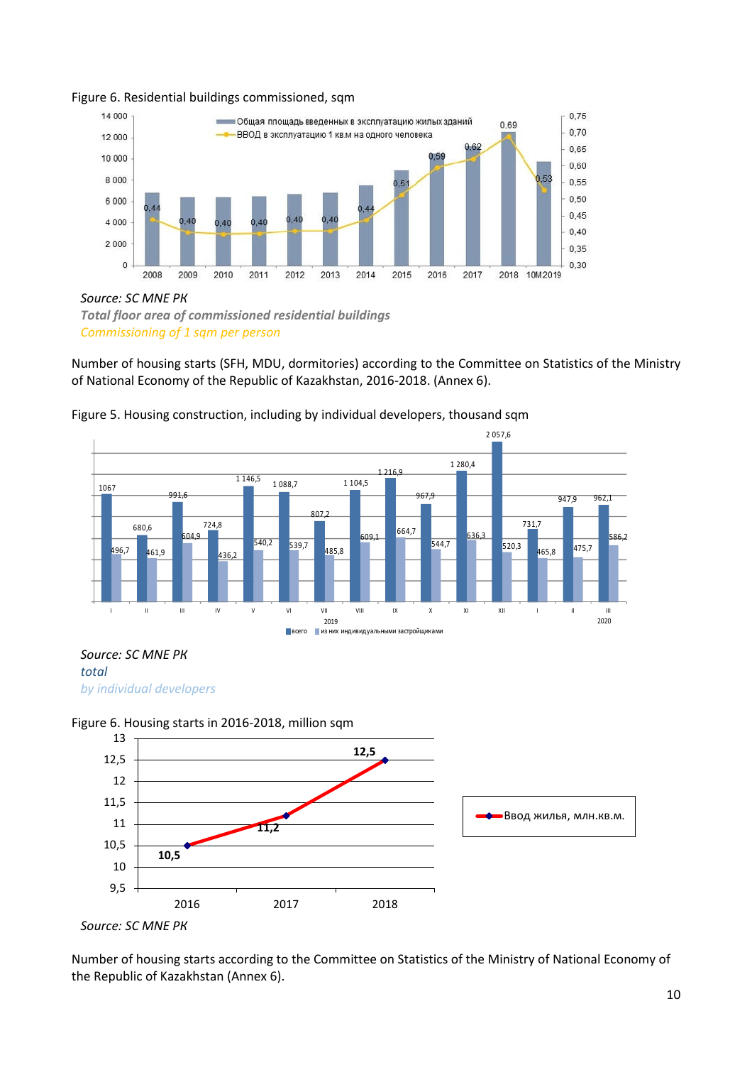Figure 6. Residential buildings commissioned, sqm

| Year | Общая площадь введенных в эксплуатацию жилых зданий | ВВОД в эксплуатацию 1 кв.м на одного человека |
|---|---|---|
| 2008 | | 0,44 |
| 2009 | | 0,40 |
| 2010 | | 0,40 |
| 2011 | | 0,40 |
| 2012 | | 0,40 |
| 2013 | | 0,40 |
| 2014 | | 0,44 |
| 2015 | | 0,51 |
| 2016 | | 0,59 |
| 2017 | | 0,62 |
| 2018 | | 0,69 |
| 10M2019 | | 0,53 |

*Source: SC MNE RK*

*Total floor area of commissioned residential buildings*

*Commissioning of 1 sqm per person*

Number of housing starts (SFH, MDU, dormitories) according to the Committee on Statistics of the Ministry of National Economy of the Republic of Kazakhstan, 2016-2018. (Annex 6).

Figure 5. Housing construction, including by individual developers, thousand sqm

| Month | всего | из них индивидуальными застройщиками |
|---|---|---|
| I 2019 | 1067 | 496,7 |
| II 2019 | 680,6 | 461,9 |
| III 2019 | 991,6 | 604,9 |
| IV 2019 | 724,8 | 436,2 |
| V 2019 | 1 146,5 | 540,2 |
| VI 2019 | 1 088,7 | 539,7 |
| VII 2019 | 807,2 | 485,8 |
| VIII 2019 | 1 104,5 | 609,1 |
| IX 2019 | 1 216,9 | 664,7 |
| X 2019 | 967,9 | 544,7 |
| XI 2019 | 1 280,4 | 636,3 |
| XII 2019 | 2 057,6 | 520,3 |
| I 2020 | 731,7 | 465,8 |
| II 2020 | 947,9 | 475,7 |
| III 2020 | 962,1 | 586,2 |

*Source: SC MNE RK*

*total*

*by individual developers*

Figure 6. Housing starts in 2016-2018, million sqm

| Year | Ввод жилья, млн.кв.м. |
|---|---|
| 2016 | 10,5 |
| 2017 | 11,2 |
| 2018 | 12,5 |

*Source: SC MNE RK*

Number of housing starts according to the Committee on Statistics of the Ministry of National Economy of the Republic of Kazakhstan (Annex 6).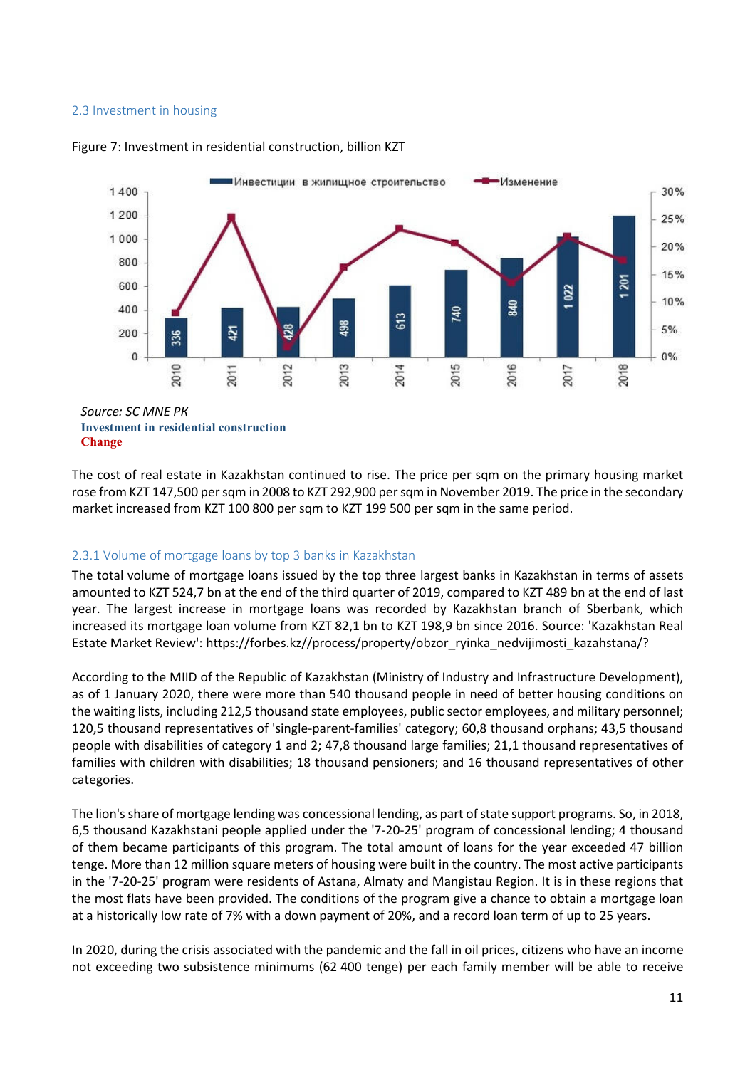### 2.3 Investment in housing

Figure 7: Investment in residential construction, billion KZT

*Source: SC MNE PK*

**Investment in residential construction**

**Change**

The cost of real estate in Kazakhstan continued to rise. The price per sqm on the primary housing market rose from KZT 147,500 per sqm in 2008 to KZT 292,900 per sqm in November 2019. The price in the secondary market increased from KZT 100 800 per sqm to KZT 199 500 per sqm in the same period.

#### 2.3.1 Volume of mortgage loans by top 3 banks in Kazakhstan

The total volume of mortgage loans issued by the top three largest banks in Kazakhstan in terms of assets amounted to KZT 524,7 bn at the end of the third quarter of 2019, compared to KZT 489 bn at the end of last year. The largest increase in mortgage loans was recorded by Kazakhstan branch of Sberbank, which increased its mortgage loan volume from KZT 82,1 bn to KZT 198,9 bn since 2016. Source: 'Kazakhstan Real Estate Market Review': https://forbes.kz//process/property/obzor_ryinka_nedvijimosti_kazahstana/?

According to the MIID of the Republic of Kazakhstan (Ministry of Industry and Infrastructure Development), as of 1 January 2020, there were more than 540 thousand people in need of better housing conditions on the waiting lists, including 212,5 thousand state employees, public sector employees, and military personnel; 120,5 thousand representatives of 'single-parent-families' category; 60,8 thousand orphans; 43,5 thousand people with disabilities of category 1 and 2; 47,8 thousand large families; 21,1 thousand representatives of families with children with disabilities; 18 thousand pensioners; and 16 thousand representatives of other categories.

The lion's share of mortgage lending was concessional lending, as part of state support programs. So, in 2018, 6,5 thousand Kazakhstani people applied under the '7-20-25' program of concessional lending; 4 thousand of them became participants of this program. The total amount of loans for the year exceeded 47 billion tenge. More than 12 million square meters of housing were built in the country. The most active participants in the '7-20-25' program were residents of Astana, Almaty and Mangistau Region. It is in these regions that the most flats have been provided. The conditions of the program give a chance to obtain a mortgage loan at a historically low rate of 7% with a down payment of 20%, and a record loan term of up to 25 years.

In 2020, during the crisis associated with the pandemic and the fall in oil prices, citizens who have an income not exceeding two subsistence minimums (62 400 tenge) per each family member will be able to receive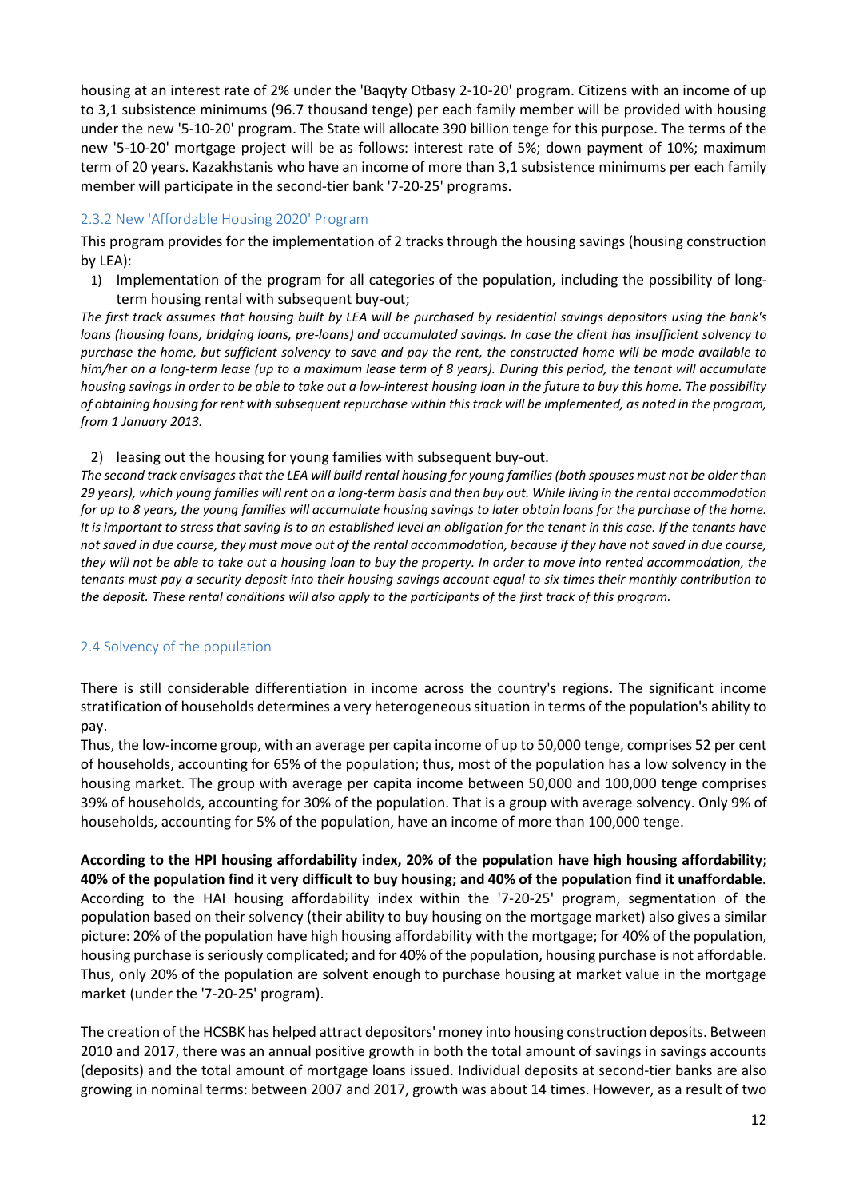housing at an interest rate of 2% under the 'Baqyty Otbasy 2-10-20' program. Citizens with an income of up to 3,1 subsistence minimums (96.7 thousand tenge) per each family member will be provided with housing under the new '5-10-20' program. The State will allocate 390 billion tenge for this purpose. The terms of the new '5-10-20' mortgage project will be as follows: interest rate of 5%; down payment of 10%; maximum term of 20 years. Kazakhstanis who have an income of more than 3,1 subsistence minimums per each family member will participate in the second-tier bank '7-20-25' programs.

### 2.3.2 New 'Affordable Housing 2020' Program

This program provides for the implementation of 2 tracks through the housing savings (housing construction by LEA):

1) Implementation of the program for all categories of the population, including the possibility of long-term housing rental with subsequent buy-out;

*The first track assumes that housing built by LEA will be purchased by residential savings depositors using the bank's loans (housing loans, bridging loans, pre-loans) and accumulated savings. In case the client has insufficient solvency to purchase the home, but sufficient solvency to save and pay the rent, the constructed home will be made available to him/her on a long-term lease (up to a maximum lease term of 8 years). During this period, the tenant will accumulate housing savings in order to be able to take out a low-interest housing loan in the future to buy this home. The possibility of obtaining housing for rent with subsequent repurchase within this track will be implemented, as noted in the program, from 1 January 2013.*

2) leasing out the housing for young families with subsequent buy-out.

*The second track envisages that the LEA will build rental housing for young families (both spouses must not be older than 29 years), which young families will rent on a long-term basis and then buy out. While living in the rental accommodation for up to 8 years, the young families will accumulate housing savings to later obtain loans for the purchase of the home. It is important to stress that saving is to an established level an obligation for the tenant in this case. If the tenants have not saved in due course, they must move out of the rental accommodation, because if they have not saved in due course, they will not be able to take out a housing loan to buy the property. In order to move into rented accommodation, the tenants must pay a security deposit into their housing savings account equal to six times their monthly contribution to the deposit. These rental conditions will also apply to the participants of the first track of this program.*

## 2.4 Solvency of the population

There is still considerable differentiation in income across the country's regions. The significant income stratification of households determines a very heterogeneous situation in terms of the population's ability to pay.

Thus, the low-income group, with an average per capita income of up to 50,000 tenge, comprises 52 per cent of households, accounting for 65% of the population; thus, most of the population has a low solvency in the housing market. The group with average per capita income between 50,000 and 100,000 tenge comprises 39% of households, accounting for 30% of the population. That is a group with average solvency. Only 9% of households, accounting for 5% of the population, have an income of more than 100,000 tenge.

**According to the HPI housing affordability index, 20% of the population have high housing affordability; 40% of the population find it very difficult to buy housing; and 40% of the population find it unaffordable.** According to the HAI housing affordability index within the '7-20-25' program, segmentation of the population based on their solvency (their ability to buy housing on the mortgage market) also gives a similar picture: 20% of the population have high housing affordability with the mortgage; for 40% of the population, housing purchase is seriously complicated; and for 40% of the population, housing purchase is not affordable. Thus, only 20% of the population are solvent enough to purchase housing at market value in the mortgage market (under the '7-20-25' program).

The creation of the HCSBK has helped attract depositors' money into housing construction deposits. Between 2010 and 2017, there was an annual positive growth in both the total amount of savings in savings accounts (deposits) and the total amount of mortgage loans issued. Individual deposits at second-tier banks are also growing in nominal terms: between 2007 and 2017, growth was about 14 times. However, as a result of two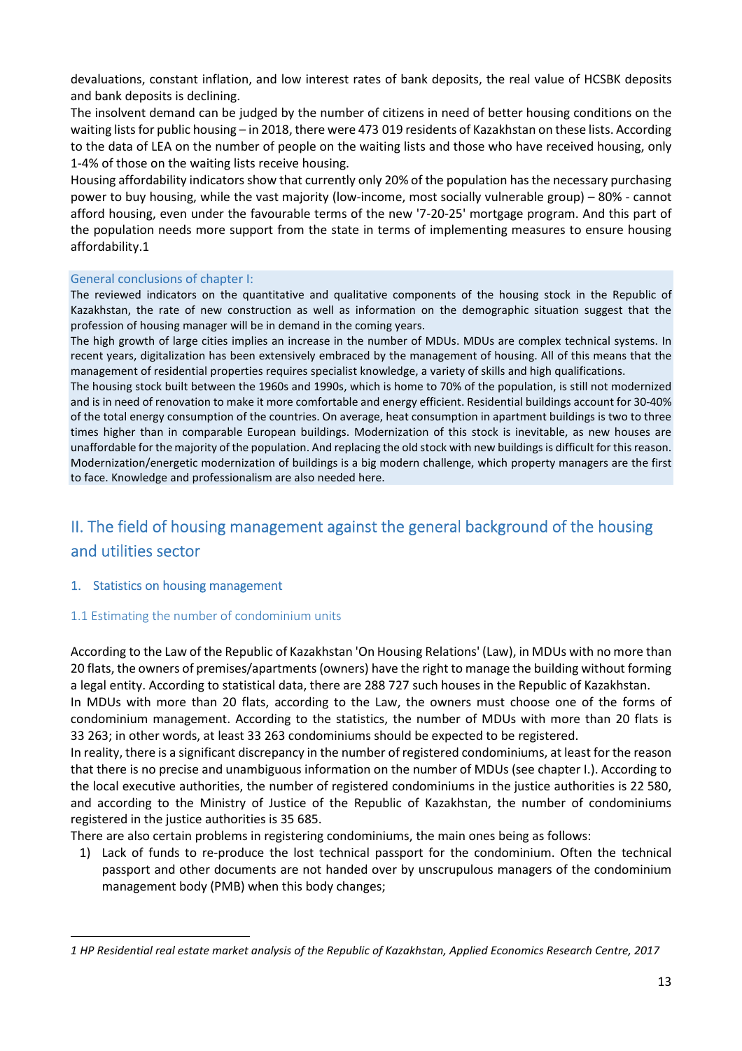devaluations, constant inflation, and low interest rates of bank deposits, the real value of HCSBK deposits and bank deposits is declining.

The insolvent demand can be judged by the number of citizens in need of better housing conditions on the waiting lists for public housing – in 2018, there were 473 019 residents of Kazakhstan on these lists. According to the data of LEA on the number of people on the waiting lists and those who have received housing, only 1-4% of those on the waiting lists receive housing.

Housing affordability indicators show that currently only 20% of the population has the necessary purchasing power to buy housing, while the vast majority (low-income, most socially vulnerable group) – 80% - cannot afford housing, even under the favourable terms of the new '7-20-25' mortgage program. And this part of the population needs more support from the state in terms of implementing measures to ensure housing affordability.[1]

**General conclusions of chapter I:**

The reviewed indicators on the quantitative and qualitative components of the housing stock in the Republic of Kazakhstan, the rate of new construction as well as information on the demographic situation suggest that the profession of housing manager will be in demand in the coming years.

The high growth of large cities implies an increase in the number of MDUs. MDUs are complex technical systems. In recent years, digitalization has been extensively embraced by the management of housing. All of this means that the management of residential properties requires specialist knowledge, a variety of skills and high qualifications.

The housing stock built between the 1960s and 1990s, which is home to 70% of the population, is still not modernized and is in need of renovation to make it more comfortable and energy efficient. Residential buildings account for 30-40% of the total energy consumption of the countries. On average, heat consumption in apartment buildings is two to three times higher than in comparable European buildings. Modernization of this stock is inevitable, as new houses are unaffordable for the majority of the population. And replacing the old stock with new buildings is difficult for this reason. Modernization/energetic modernization of buildings is a big modern challenge, which property managers are the first to face. Knowledge and professionalism are also needed here.

# II. The field of housing management against the general background of the housing and utilities sector

## 1. Statistics on housing management

### 1.1 Estimating the number of condominium units

According to the Law of the Republic of Kazakhstan 'On Housing Relations' (Law), in MDUs with no more than 20 flats, the owners of premises/apartments (owners) have the right to manage the building without forming a legal entity. According to statistical data, there are 288 727 such houses in the Republic of Kazakhstan.

In MDUs with more than 20 flats, according to the Law, the owners must choose one of the forms of condominium management. According to the statistics, the number of MDUs with more than 20 flats is 33 263; in other words, at least 33 263 condominiums should be expected to be registered.

In reality, there is a significant discrepancy in the number of registered condominiums, at least for the reason that there is no precise and unambiguous information on the number of MDUs (see chapter I.). According to the local executive authorities, the number of registered condominiums in the justice authorities is 22 580, and according to the Ministry of Justice of the Republic of Kazakhstan, the number of condominiums registered in the justice authorities is 35 685.

There are also certain problems in registering condominiums, the main ones being as follows:

1) Lack of funds to re-produce the lost technical passport for the condominium. Often the technical passport and other documents are not handed over by unscrupulous managers of the condominium management body (PMB) when this body changes;

---

*[1] HP Residential real estate market analysis of the Republic of Kazakhstan, Applied Economics Research Centre, 2017*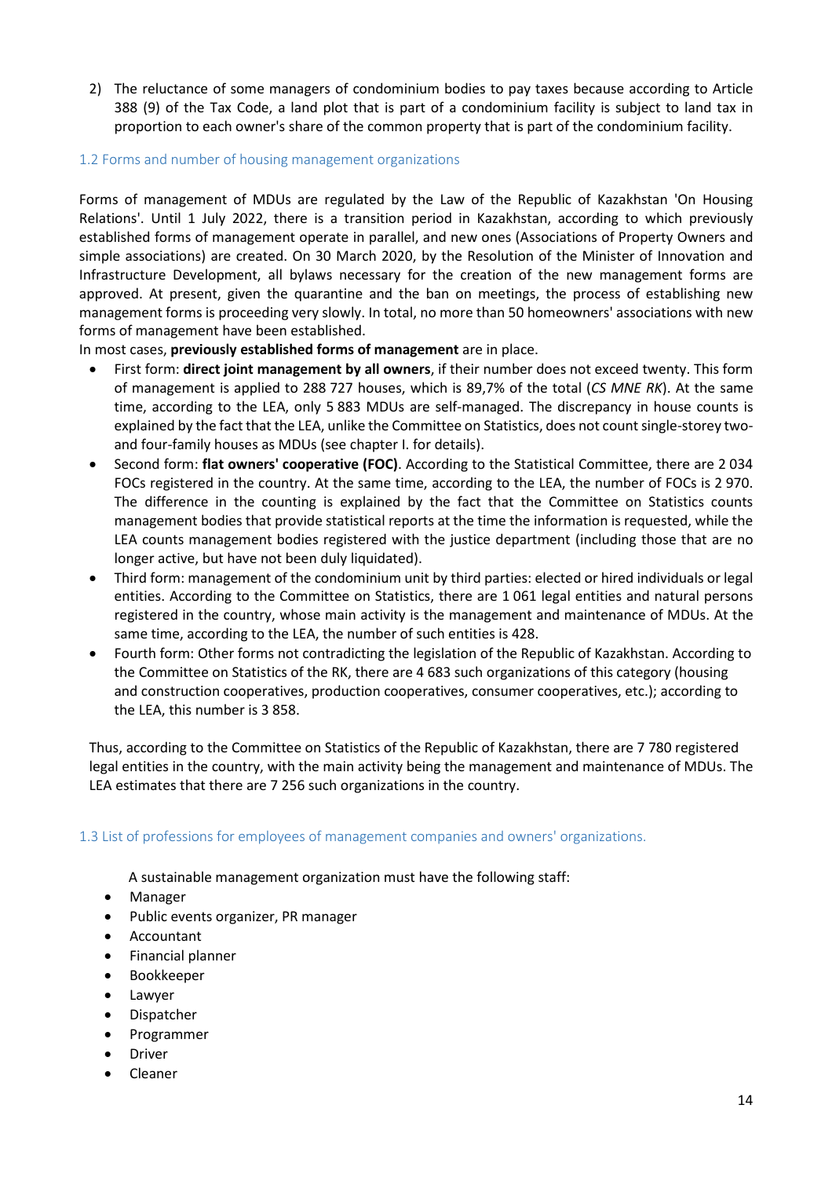2) The reluctance of some managers of condominium bodies to pay taxes because according to Article 388 (9) of the Tax Code, a land plot that is part of a condominium facility is subject to land tax in proportion to each owner's share of the common property that is part of the condominium facility.

### 1.2 Forms and number of housing management organizations

Forms of management of MDUs are regulated by the Law of the Republic of Kazakhstan 'On Housing Relations'. Until 1 July 2022, there is a transition period in Kazakhstan, according to which previously established forms of management operate in parallel, and new ones (Associations of Property Owners and simple associations) are created. On 30 March 2020, by the Resolution of the Minister of Innovation and Infrastructure Development, all bylaws necessary for the creation of the new management forms are approved. At present, given the quarantine and the ban on meetings, the process of establishing new management forms is proceeding very slowly. In total, no more than 50 homeowners' associations with new forms of management have been established.

In most cases, **previously established forms of management** are in place.

- First form: **direct joint management by all owners**, if their number does not exceed twenty. This form of management is applied to 288 727 houses, which is 89,7% of the total (*CS MNE RK*). At the same time, according to the LEA, only 5 883 MDUs are self-managed. The discrepancy in house counts is explained by the fact that the LEA, unlike the Committee on Statistics, does not count single-storey two- and four-family houses as MDUs (see chapter I. for details).
- Second form: **flat owners' cooperative (FOC)**. According to the Statistical Committee, there are 2 034 FOCs registered in the country. At the same time, according to the LEA, the number of FOCs is 2 970. The difference in the counting is explained by the fact that the Committee on Statistics counts management bodies that provide statistical reports at the time the information is requested, while the LEA counts management bodies registered with the justice department (including those that are no longer active, but have not been duly liquidated).
- Third form: management of the condominium unit by third parties: elected or hired individuals or legal entities. According to the Committee on Statistics, there are 1 061 legal entities and natural persons registered in the country, whose main activity is the management and maintenance of MDUs. At the same time, according to the LEA, the number of such entities is 428.
- Fourth form: Other forms not contradicting the legislation of the Republic of Kazakhstan. According to the Committee on Statistics of the RK, there are 4 683 such organizations of this category (housing and construction cooperatives, production cooperatives, consumer cooperatives, etc.); according to the LEA, this number is 3 858.

Thus, according to the Committee on Statistics of the Republic of Kazakhstan, there are 7 780 registered legal entities in the country, with the main activity being the management and maintenance of MDUs. The LEA estimates that there are 7 256 such organizations in the country.

### 1.3 List of professions for employees of management companies and owners' organizations.

A sustainable management organization must have the following staff:

- Manager
- Public events organizer, PR manager
- Accountant
- Financial planner
- Bookkeeper
- Lawyer
- Dispatcher
- Programmer
- Driver
- Cleaner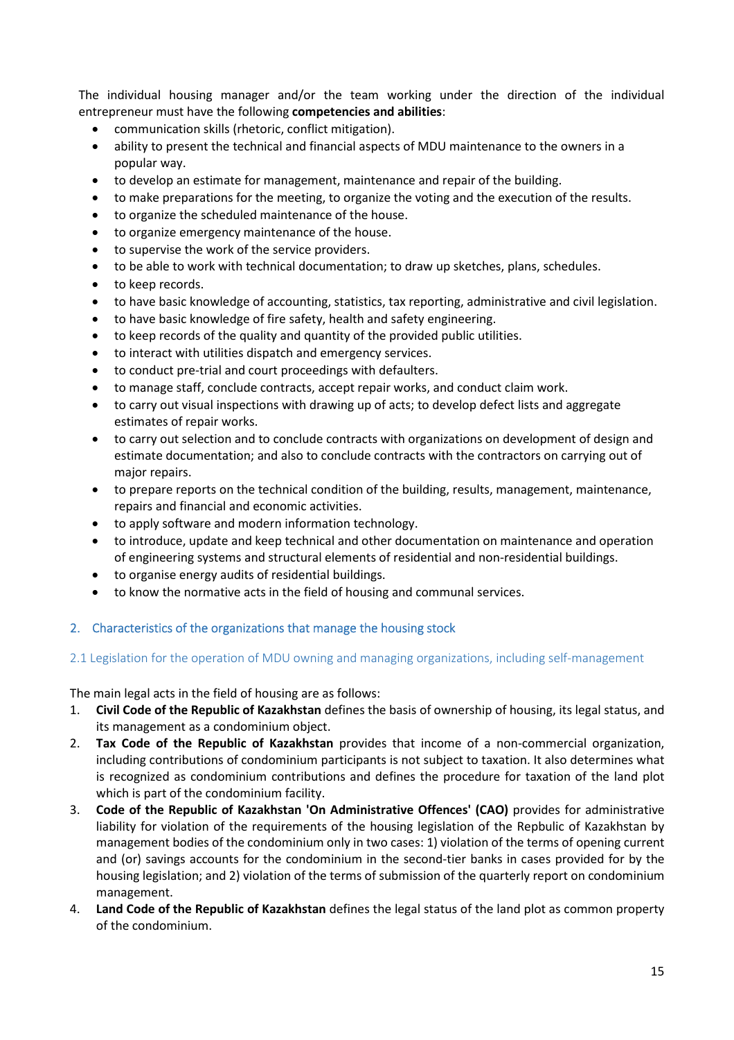The individual housing manager and/or the team working under the direction of the individual entrepreneur must have the following **competencies and abilities**:

- communication skills (rhetoric, conflict mitigation).
- ability to present the technical and financial aspects of MDU maintenance to the owners in a popular way.
- to develop an estimate for management, maintenance and repair of the building.
- to make preparations for the meeting, to organize the voting and the execution of the results.
- to organize the scheduled maintenance of the house.
- to organize emergency maintenance of the house.
- to supervise the work of the service providers.
- to be able to work with technical documentation; to draw up sketches, plans, schedules.
- to keep records.
- to have basic knowledge of accounting, statistics, tax reporting, administrative and civil legislation.
- to have basic knowledge of fire safety, health and safety engineering.
- to keep records of the quality and quantity of the provided public utilities.
- to interact with utilities dispatch and emergency services.
- to conduct pre-trial and court proceedings with defaulters.
- to manage staff, conclude contracts, accept repair works, and conduct claim work.
- to carry out visual inspections with drawing up of acts; to develop defect lists and aggregate estimates of repair works.
- to carry out selection and to conclude contracts with organizations on development of design and estimate documentation; and also to conclude contracts with the contractors on carrying out of major repairs.
- to prepare reports on the technical condition of the building, results, management, maintenance, repairs and financial and economic activities.
- to apply software and modern information technology.
- to introduce, update and keep technical and other documentation on maintenance and operation of engineering systems and structural elements of residential and non-residential buildings.
- to organise energy audits of residential buildings.
- to know the normative acts in the field of housing and communal services.

## 2. Characteristics of the organizations that manage the housing stock

### 2.1 Legislation for the operation of MDU owning and managing organizations, including self-management

The main legal acts in the field of housing are as follows:

1. **Civil Code of the Republic of Kazakhstan** defines the basis of ownership of housing, its legal status, and its management as a condominium object.
2. **Tax Code of the Republic of Kazakhstan** provides that income of a non-commercial organization, including contributions of condominium participants is not subject to taxation. It also determines what is recognized as condominium contributions and defines the procedure for taxation of the land plot which is part of the condominium facility.
3. **Code of the Republic of Kazakhstan 'On Administrative Offences' (CAO)** provides for administrative liability for violation of the requirements of the housing legislation of the Repbulic of Kazakhstan by management bodies of the condominium only in two cases: 1) violation of the terms of opening current and (or) savings accounts for the condominium in the second-tier banks in cases provided for by the housing legislation; and 2) violation of the terms of submission of the quarterly report on condominium management.
4. **Land Code of the Republic of Kazakhstan** defines the legal status of the land plot as common property of the condominium.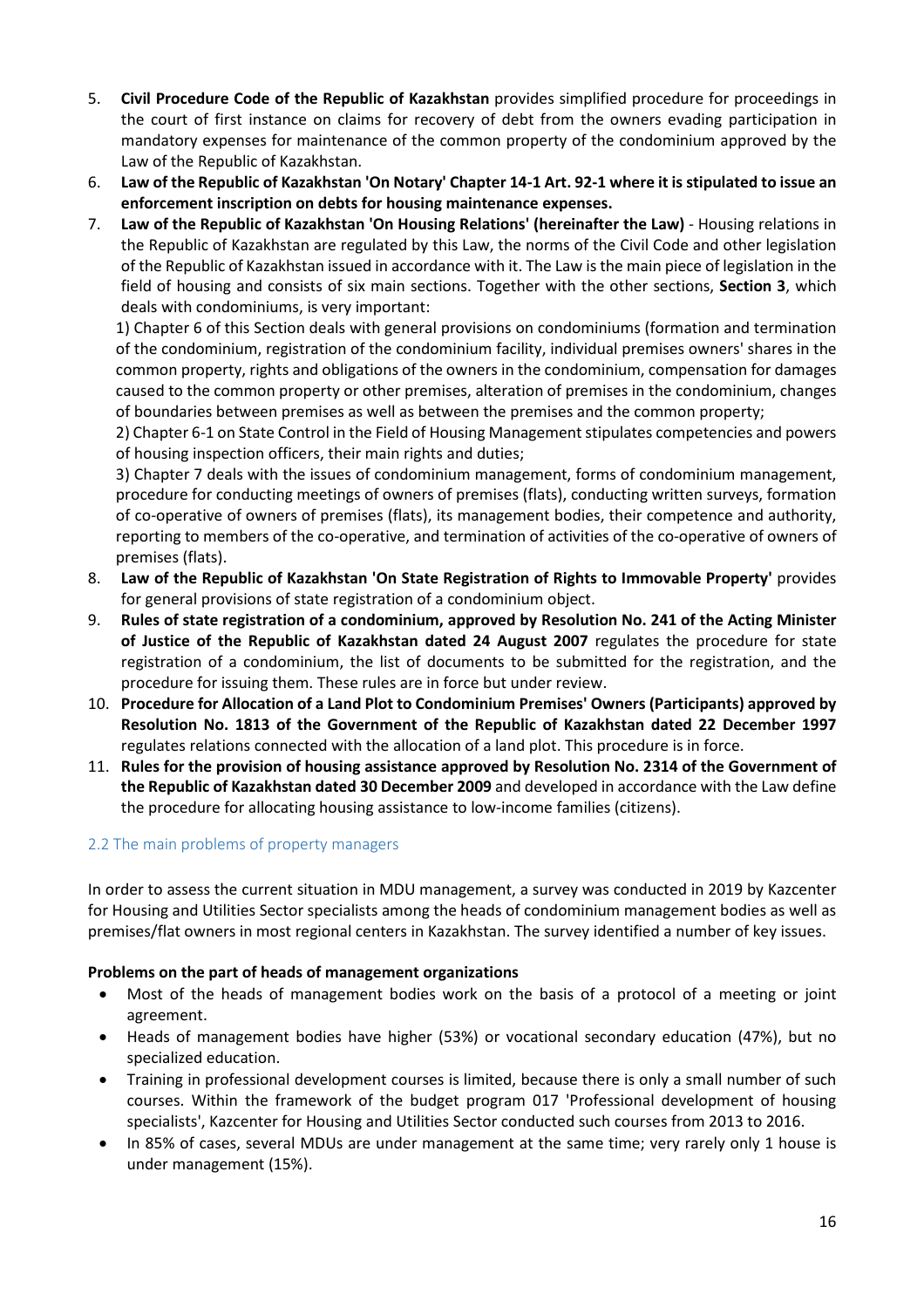5. **Civil Procedure Code of the Republic of Kazakhstan** provides simplified procedure for proceedings in the court of first instance on claims for recovery of debt from the owners evading participation in mandatory expenses for maintenance of the common property of the condominium approved by the Law of the Republic of Kazakhstan.
6. **Law of the Republic of Kazakhstan 'On Notary' Chapter 14-1 Art. 92-1 where it is stipulated to issue an enforcement inscription on debts for housing maintenance expenses.**
7. **Law of the Republic of Kazakhstan 'On Housing Relations' (hereinafter the Law)** - Housing relations in the Republic of Kazakhstan are regulated by this Law, the norms of the Civil Code and other legislation of the Republic of Kazakhstan issued in accordance with it. The Law is the main piece of legislation in the field of housing and consists of six main sections. Together with the other sections, **Section 3**, which deals with condominiums, is very important:

   1) Chapter 6 of this Section deals with general provisions on condominiums (formation and termination of the condominium, registration of the condominium facility, individual premises owners' shares in the common property, rights and obligations of the owners in the condominium, compensation for damages caused to the common property or other premises, alteration of premises in the condominium, changes of boundaries between premises as well as between the premises and the common property;

   2) Chapter 6-1 on State Control in the Field of Housing Management stipulates competencies and powers of housing inspection officers, their main rights and duties;

   3) Chapter 7 deals with the issues of condominium management, forms of condominium management, procedure for conducting meetings of owners of premises (flats), conducting written surveys, formation of co-operative of owners of premises (flats), its management bodies, their competence and authority, reporting to members of the co-operative, and termination of activities of the co-operative of owners of premises (flats).
8. **Law of the Republic of Kazakhstan 'On State Registration of Rights to Immovable Property'** provides for general provisions of state registration of a condominium object.
9. **Rules of state registration of a condominium, approved by Resolution No. 241 of the Acting Minister of Justice of the Republic of Kazakhstan dated 24 August 2007** regulates the procedure for state registration of a condominium, the list of documents to be submitted for the registration, and the procedure for issuing them. These rules are in force but under review.
10. **Procedure for Allocation of a Land Plot to Condominium Premises' Owners (Participants) approved by Resolution No. 1813 of the Government of the Republic of Kazakhstan dated 22 December 1997** regulates relations connected with the allocation of a land plot. This procedure is in force.
11. **Rules for the provision of housing assistance approved by Resolution No. 2314 of the Government of the Republic of Kazakhstan dated 30 December 2009** and developed in accordance with the Law define the procedure for allocating housing assistance to low-income families (citizens).

## 2.2 The main problems of property managers

In order to assess the current situation in MDU management, a survey was conducted in 2019 by Kazcenter for Housing and Utilities Sector specialists among the heads of condominium management bodies as well as premises/flat owners in most regional centers in Kazakhstan. The survey identified a number of key issues.

**Problems on the part of heads of management organizations**

- Most of the heads of management bodies work on the basis of a protocol of a meeting or joint agreement.
- Heads of management bodies have higher (53%) or vocational secondary education (47%), but no specialized education.
- Training in professional development courses is limited, because there is only a small number of such courses. Within the framework of the budget program 017 'Professional development of housing specialists', Kazcenter for Housing and Utilities Sector conducted such courses from 2013 to 2016.
- In 85% of cases, several MDUs are under management at the same time; very rarely only 1 house is under management (15%).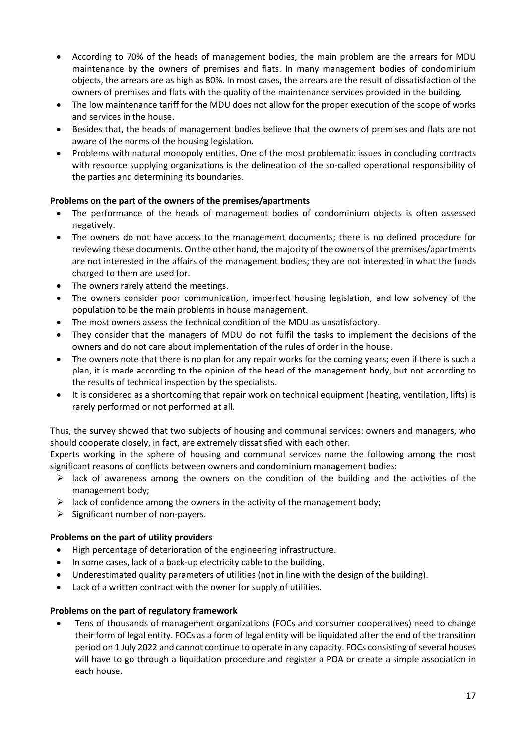- According to 70% of the heads of management bodies, the main problem are the arrears for MDU maintenance by the owners of premises and flats. In many management bodies of condominium objects, the arrears are as high as 80%. In most cases, the arrears are the result of dissatisfaction of the owners of premises and flats with the quality of the maintenance services provided in the building.
- The low maintenance tariff for the MDU does not allow for the proper execution of the scope of works and services in the house.
- Besides that, the heads of management bodies believe that the owners of premises and flats are not aware of the norms of the housing legislation.
- Problems with natural monopoly entities. One of the most problematic issues in concluding contracts with resource supplying organizations is the delineation of the so-called operational responsibility of the parties and determining its boundaries.

**Problems on the part of the owners of the premises/apartments**

- The performance of the heads of management bodies of condominium objects is often assessed negatively.
- The owners do not have access to the management documents; there is no defined procedure for reviewing these documents. On the other hand, the majority of the owners of the premises/apartments are not interested in the affairs of the management bodies; they are not interested in what the funds charged to them are used for.
- The owners rarely attend the meetings.
- The owners consider poor communication, imperfect housing legislation, and low solvency of the population to be the main problems in house management.
- The most owners assess the technical condition of the MDU as unsatisfactory.
- They consider that the managers of MDU do not fulfil the tasks to implement the decisions of the owners and do not care about implementation of the rules of order in the house.
- The owners note that there is no plan for any repair works for the coming years; even if there is such a plan, it is made according to the opinion of the head of the management body, but not according to the results of technical inspection by the specialists.
- It is considered as a shortcoming that repair work on technical equipment (heating, ventilation, lifts) is rarely performed or not performed at all.

Thus, the survey showed that two subjects of housing and communal services: owners and managers, who should cooperate closely, in fact, are extremely dissatisfied with each other.

Experts working in the sphere of housing and communal services name the following among the most significant reasons of conflicts between owners and condominium management bodies:

- lack of awareness among the owners on the condition of the building and the activities of the management body;
- lack of confidence among the owners in the activity of the management body;
- Significant number of non-payers.

**Problems on the part of utility providers**

- High percentage of deterioration of the engineering infrastructure.
- In some cases, lack of a back-up electricity cable to the building.
- Underestimated quality parameters of utilities (not in line with the design of the building).
- Lack of a written contract with the owner for supply of utilities.

**Problems on the part of regulatory framework**

- Tens of thousands of management organizations (FOCs and consumer cooperatives) need to change their form of legal entity. FOCs as a form of legal entity will be liquidated after the end of the transition period on 1 July 2022 and cannot continue to operate in any capacity. FOCs consisting of several houses will have to go through a liquidation procedure and register a POA or create a simple association in each house.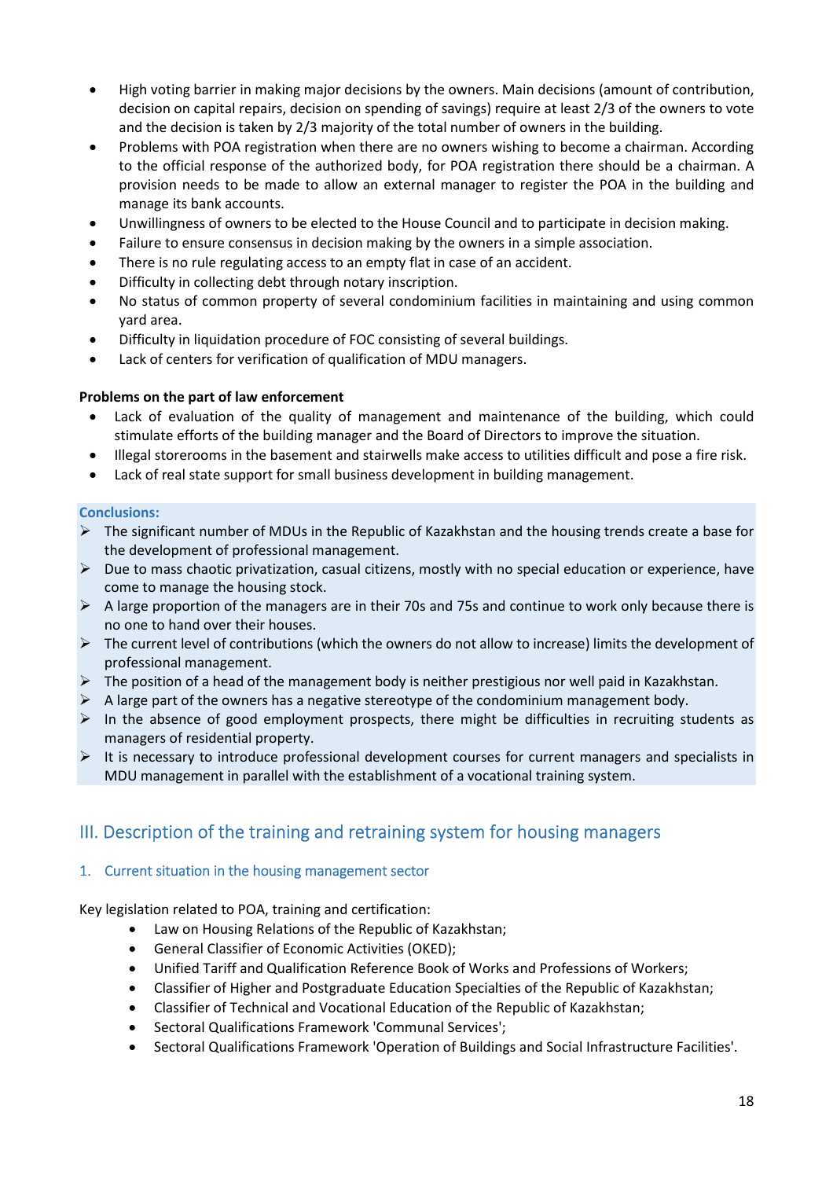- High voting barrier in making major decisions by the owners. Main decisions (amount of contribution, decision on capital repairs, decision on spending of savings) require at least 2/3 of the owners to vote and the decision is taken by 2/3 majority of the total number of owners in the building.
- Problems with POA registration when there are no owners wishing to become a chairman. According to the official response of the authorized body, for POA registration there should be a chairman. A provision needs to be made to allow an external manager to register the POA in the building and manage its bank accounts.
- Unwillingness of owners to be elected to the House Council and to participate in decision making.
- Failure to ensure consensus in decision making by the owners in a simple association.
- There is no rule regulating access to an empty flat in case of an accident.
- Difficulty in collecting debt through notary inscription.
- No status of common property of several condominium facilities in maintaining and using common yard area.
- Difficulty in liquidation procedure of FOC consisting of several buildings.
- Lack of centers for verification of qualification of MDU managers.

**Problems on the part of law enforcement**

- Lack of evaluation of the quality of management and maintenance of the building, which could stimulate efforts of the building manager and the Board of Directors to improve the situation.
- Illegal storerooms in the basement and stairwells make access to utilities difficult and pose a fire risk.
- Lack of real state support for small business development in building management.

**Conclusions:**

- The significant number of MDUs in the Republic of Kazakhstan and the housing trends create a base for the development of professional management.
- Due to mass chaotic privatization, casual citizens, mostly with no special education or experience, have come to manage the housing stock.
- A large proportion of the managers are in their 70s and 75s and continue to work only because there is no one to hand over their houses.
- The current level of contributions (which the owners do not allow to increase) limits the development of professional management.
- The position of a head of the management body is neither prestigious nor well paid in Kazakhstan.
- A large part of the owners has a negative stereotype of the condominium management body.
- In the absence of good employment prospects, there might be difficulties in recruiting students as managers of residential property.
- It is necessary to introduce professional development courses for current managers and specialists in MDU management in parallel with the establishment of a vocational training system.

## III. Description of the training and retraining system for housing managers

### 1. Current situation in the housing management sector

Key legislation related to POA, training and certification:

- Law on Housing Relations of the Republic of Kazakhstan;
- General Classifier of Economic Activities (OKED);
- Unified Tariff and Qualification Reference Book of Works and Professions of Workers;
- Classifier of Higher and Postgraduate Education Specialties of the Republic of Kazakhstan;
- Classifier of Technical and Vocational Education of the Republic of Kazakhstan;
- Sectoral Qualifications Framework 'Communal Services';
- Sectoral Qualifications Framework 'Operation of Buildings and Social Infrastructure Facilities'.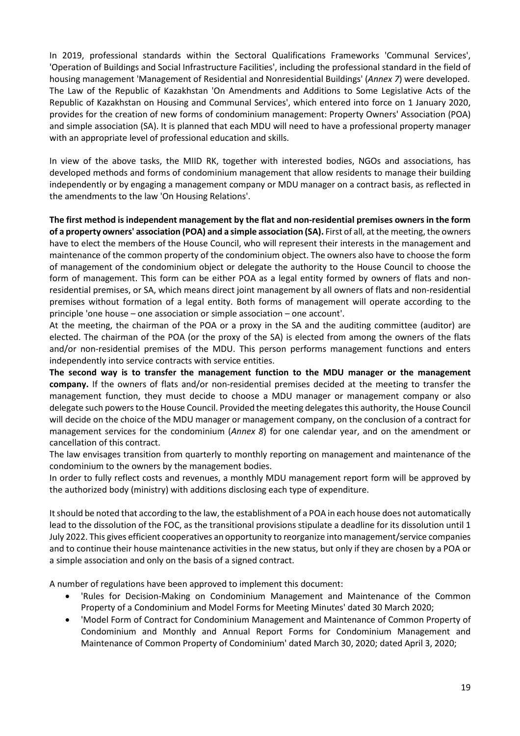In 2019, professional standards within the Sectoral Qualifications Frameworks 'Communal Services', 'Operation of Buildings and Social Infrastructure Facilities', including the professional standard in the field of housing management 'Management of Residential and Nonresidential Buildings' (*Annex 7*) were developed. The Law of the Republic of Kazakhstan 'On Amendments and Additions to Some Legislative Acts of the Republic of Kazakhstan on Housing and Communal Services', which entered into force on 1 January 2020, provides for the creation of new forms of condominium management: Property Owners' Association (POA) and simple association (SA). It is planned that each MDU will need to have a professional property manager with an appropriate level of professional education and skills.

In view of the above tasks, the MIID RK, together with interested bodies, NGOs and associations, has developed methods and forms of condominium management that allow residents to manage their building independently or by engaging a management company or MDU manager on a contract basis, as reflected in the amendments to the law 'On Housing Relations'.

**The first method is independent management by the flat and non-residential premises owners in the form of a property owners' association (POA) and a simple association (SA).** First of all, at the meeting, the owners have to elect the members of the House Council, who will represent their interests in the management and maintenance of the common property of the condominium object. The owners also have to choose the form of management of the condominium object or delegate the authority to the House Council to choose the form of management. This form can be either POA as a legal entity formed by owners of flats and non-residential premises, or SA, which means direct joint management by all owners of flats and non-residential premises without formation of a legal entity. Both forms of management will operate according to the principle 'one house – one association or simple association – one account'.

At the meeting, the chairman of the POA or a proxy in the SA and the auditing committee (auditor) are elected. The chairman of the POA (or the proxy of the SA) is elected from among the owners of the flats and/or non-residential premises of the MDU. This person performs management functions and enters independently into service contracts with service entities.

**The second way is to transfer the management function to the MDU manager or the management company.** If the owners of flats and/or non-residential premises decided at the meeting to transfer the management function, they must decide to choose a MDU manager or management company or also delegate such powers to the House Council. Provided the meeting delegates this authority, the House Council will decide on the choice of the MDU manager or management company, on the conclusion of a contract for management services for the condominium (*Annex 8*) for one calendar year, and on the amendment or cancellation of this contract.

The law envisages transition from quarterly to monthly reporting on management and maintenance of the condominium to the owners by the management bodies.

In order to fully reflect costs and revenues, a monthly MDU management report form will be approved by the authorized body (ministry) with additions disclosing each type of expenditure.

It should be noted that according to the law, the establishment of a POA in each house does not automatically lead to the dissolution of the FOC, as the transitional provisions stipulate a deadline for its dissolution until 1 July 2022. This gives efficient cooperatives an opportunity to reorganize into management/service companies and to continue their house maintenance activities in the new status, but only if they are chosen by a POA or a simple association and only on the basis of a signed contract.

A number of regulations have been approved to implement this document:

- 'Rules for Decision-Making on Condominium Management and Maintenance of the Common Property of a Condominium and Model Forms for Meeting Minutes' dated 30 March 2020;
- 'Model Form of Contract for Condominium Management and Maintenance of Common Property of Condominium and Monthly and Annual Report Forms for Condominium Management and Maintenance of Common Property of Condominium' dated March 30, 2020; dated April 3, 2020;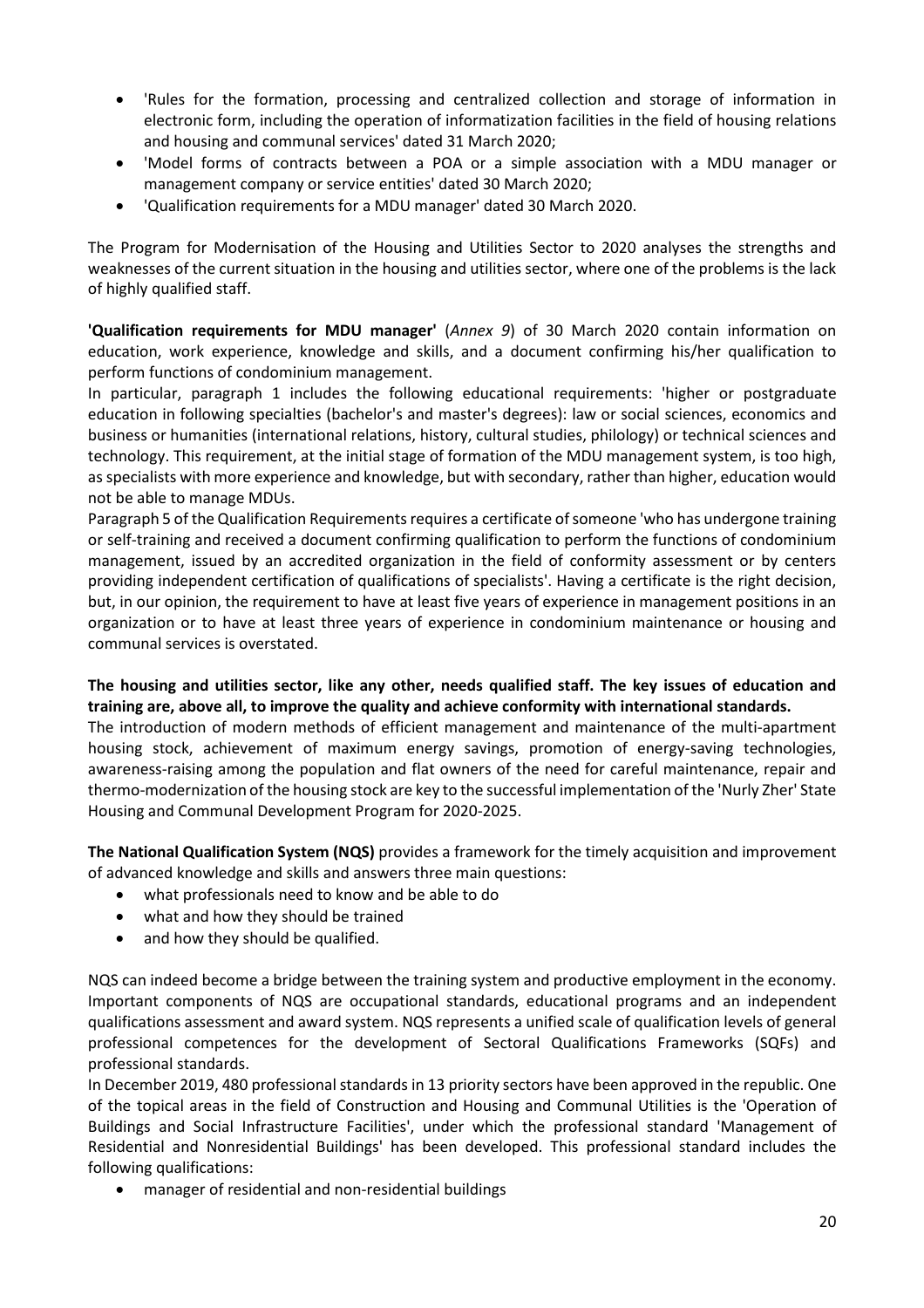- 'Rules for the formation, processing and centralized collection and storage of information in electronic form, including the operation of informatization facilities in the field of housing relations and housing and communal services' dated 31 March 2020;
- 'Model forms of contracts between a POA or a simple association with a MDU manager or management company or service entities' dated 30 March 2020;
- 'Qualification requirements for a MDU manager' dated 30 March 2020.

The Program for Modernisation of the Housing and Utilities Sector to 2020 analyses the strengths and weaknesses of the current situation in the housing and utilities sector, where one of the problems is the lack of highly qualified staff.

**'Qualification requirements for MDU manager'** (*Annex 9*) of 30 March 2020 contain information on education, work experience, knowledge and skills, and a document confirming his/her qualification to perform functions of condominium management.

In particular, paragraph 1 includes the following educational requirements: 'higher or postgraduate education in following specialties (bachelor's and master's degrees): law or social sciences, economics and business or humanities (international relations, history, cultural studies, philology) or technical sciences and technology. This requirement, at the initial stage of formation of the MDU management system, is too high, as specialists with more experience and knowledge, but with secondary, rather than higher, education would not be able to manage MDUs.

Paragraph 5 of the Qualification Requirements requires a certificate of someone 'who has undergone training or self-training and received a document confirming qualification to perform the functions of condominium management, issued by an accredited organization in the field of conformity assessment or by centers providing independent certification of qualifications of specialists'. Having a certificate is the right decision, but, in our opinion, the requirement to have at least five years of experience in management positions in an organization or to have at least three years of experience in condominium maintenance or housing and communal services is overstated.

**The housing and utilities sector, like any other, needs qualified staff. The key issues of education and training are, above all, to improve the quality and achieve conformity with international standards.**

The introduction of modern methods of efficient management and maintenance of the multi-apartment housing stock, achievement of maximum energy savings, promotion of energy-saving technologies, awareness-raising among the population and flat owners of the need for careful maintenance, repair and thermo-modernization of the housing stock are key to the successful implementation of the 'Nurly Zher' State Housing and Communal Development Program for 2020-2025.

**The National Qualification System (NQS)** provides a framework for the timely acquisition and improvement of advanced knowledge and skills and answers three main questions:

- what professionals need to know and be able to do
- what and how they should be trained
- and how they should be qualified.

NQS can indeed become a bridge between the training system and productive employment in the economy. Important components of NQS are occupational standards, educational programs and an independent qualifications assessment and award system. NQS represents a unified scale of qualification levels of general professional competences for the development of Sectoral Qualifications Frameworks (SQFs) and professional standards.

In December 2019, 480 professional standards in 13 priority sectors have been approved in the republic. One of the topical areas in the field of Construction and Housing and Communal Utilities is the 'Operation of Buildings and Social Infrastructure Facilities', under which the professional standard 'Management of Residential and Nonresidential Buildings' has been developed. This professional standard includes the following qualifications:

- manager of residential and non-residential buildings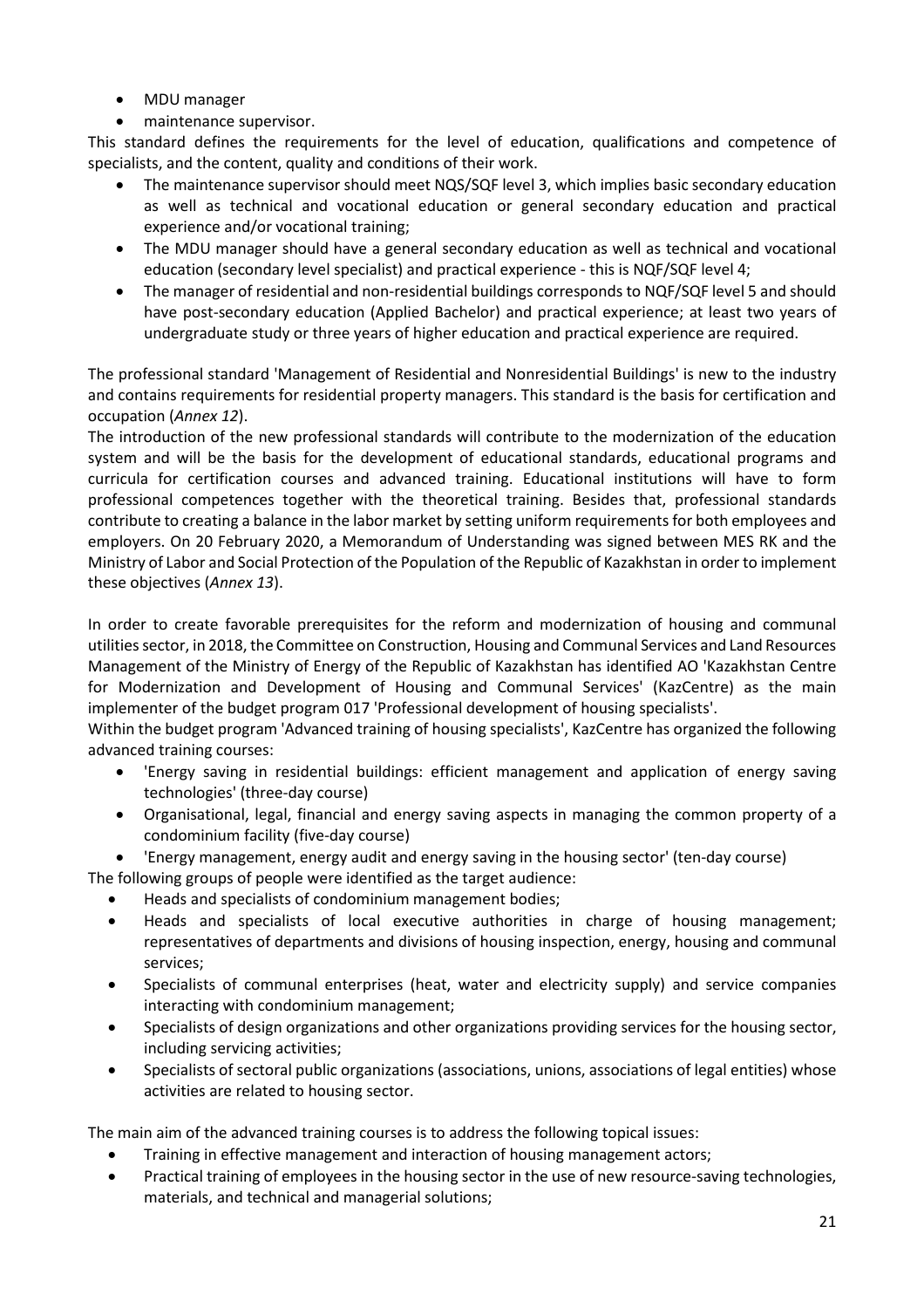- MDU manager
- maintenance supervisor.

This standard defines the requirements for the level of education, qualifications and competence of specialists, and the content, quality and conditions of their work.

- The maintenance supervisor should meet NQS/SQF level 3, which implies basic secondary education as well as technical and vocational education or general secondary education and practical experience and/or vocational training;
- The MDU manager should have a general secondary education as well as technical and vocational education (secondary level specialist) and practical experience - this is NQF/SQF level 4;
- The manager of residential and non-residential buildings corresponds to NQF/SQF level 5 and should have post-secondary education (Applied Bachelor) and practical experience; at least two years of undergraduate study or three years of higher education and practical experience are required.

The professional standard 'Management of Residential and Nonresidential Buildings' is new to the industry and contains requirements for residential property managers. This standard is the basis for certification and occupation (*Annex 12*).

The introduction of the new professional standards will contribute to the modernization of the education system and will be the basis for the development of educational standards, educational programs and curricula for certification courses and advanced training. Educational institutions will have to form professional competences together with the theoretical training. Besides that, professional standards contribute to creating a balance in the labor market by setting uniform requirements for both employees and employers. On 20 February 2020, a Memorandum of Understanding was signed between MES RK and the Ministry of Labor and Social Protection of the Population of the Republic of Kazakhstan in order to implement these objectives (*Annex 13*).

In order to create favorable prerequisites for the reform and modernization of housing and communal utilities sector, in 2018, the Committee on Construction, Housing and Communal Services and Land Resources Management of the Ministry of Energy of the Republic of Kazakhstan has identified AO 'Kazakhstan Centre for Modernization and Development of Housing and Communal Services' (KazCentre) as the main implementer of the budget program 017 'Professional development of housing specialists'.

Within the budget program 'Advanced training of housing specialists', KazCentre has organized the following advanced training courses:

- 'Energy saving in residential buildings: efficient management and application of energy saving technologies' (three-day course)
- Organisational, legal, financial and energy saving aspects in managing the common property of a condominium facility (five-day course)
- 'Energy management, energy audit and energy saving in the housing sector' (ten-day course)

The following groups of people were identified as the target audience:

- Heads and specialists of condominium management bodies;
- Heads and specialists of local executive authorities in charge of housing management; representatives of departments and divisions of housing inspection, energy, housing and communal services;
- Specialists of communal enterprises (heat, water and electricity supply) and service companies interacting with condominium management;
- Specialists of design organizations and other organizations providing services for the housing sector, including servicing activities;
- Specialists of sectoral public organizations (associations, unions, associations of legal entities) whose activities are related to housing sector.

The main aim of the advanced training courses is to address the following topical issues:

- Training in effective management and interaction of housing management actors;
- Practical training of employees in the housing sector in the use of new resource-saving technologies, materials, and technical and managerial solutions;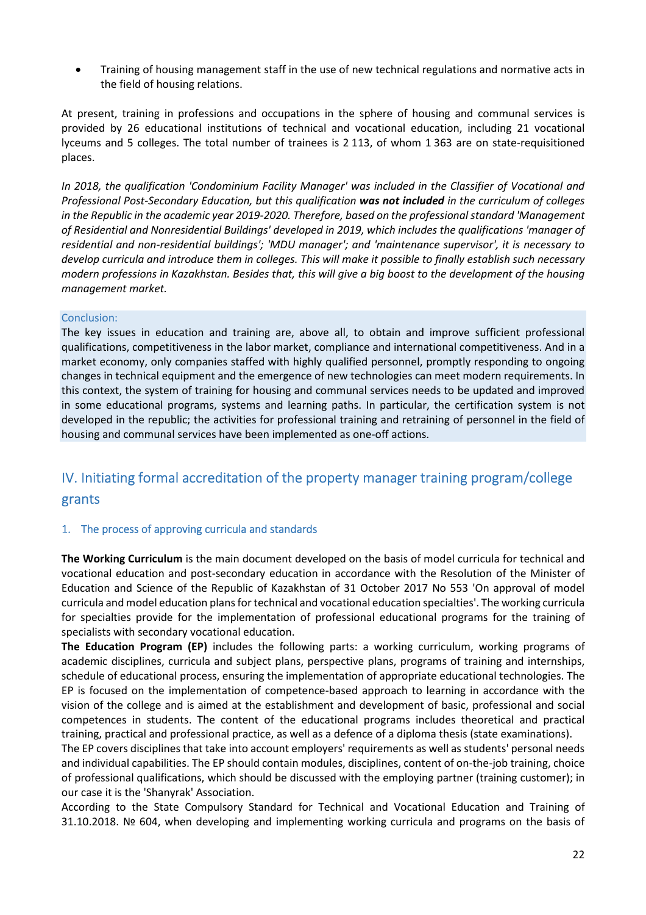- Training of housing management staff in the use of new technical regulations and normative acts in the field of housing relations.

At present, training in professions and occupations in the sphere of housing and communal services is provided by 26 educational institutions of technical and vocational education, including 21 vocational lyceums and 5 colleges. The total number of trainees is 2 113, of whom 1 363 are on state-requisitioned places.

*In 2018, the qualification 'Condominium Facility Manager' was included in the Classifier of Vocational and Professional Post-Secondary Education, but this qualification* ***was not included*** *in the curriculum of colleges in the Republic in the academic year 2019-2020. Therefore, based on the professional standard 'Management of Residential and Nonresidential Buildings' developed in 2019, which includes the qualifications 'manager of residential and non-residential buildings'; 'MDU manager'; and 'maintenance supervisor', it is necessary to develop curricula and introduce them in colleges. This will make it possible to finally establish such necessary modern professions in Kazakhstan. Besides that, this will give a big boost to the development of the housing management market.*

Conclusion:

The key issues in education and training are, above all, to obtain and improve sufficient professional qualifications, competitiveness in the labor market, compliance and international competitiveness. And in a market economy, only companies staffed with highly qualified personnel, promptly responding to ongoing changes in technical equipment and the emergence of new technologies can meet modern requirements. In this context, the system of training for housing and communal services needs to be updated and improved in some educational programs, systems and learning paths. In particular, the certification system is not developed in the republic; the activities for professional training and retraining of personnel in the field of housing and communal services have been implemented as one-off actions.

## IV. Initiating formal accreditation of the property manager training program/college grants

### 1. The process of approving curricula and standards

**The Working Curriculum** is the main document developed on the basis of model curricula for technical and vocational education and post-secondary education in accordance with the Resolution of the Minister of Education and Science of the Republic of Kazakhstan of 31 October 2017 No 553 'On approval of model curricula and model education plans for technical and vocational education specialties'. The working curricula for specialties provide for the implementation of professional educational programs for the training of specialists with secondary vocational education.

**The Education Program (EP)** includes the following parts: a working curriculum, working programs of academic disciplines, curricula and subject plans, perspective plans, programs of training and internships, schedule of educational process, ensuring the implementation of appropriate educational technologies. The EP is focused on the implementation of competence-based approach to learning in accordance with the vision of the college and is aimed at the establishment and development of basic, professional and social competences in students. The content of the educational programs includes theoretical and practical training, practical and professional practice, as well as a defence of a diploma thesis (state examinations).

The EP covers disciplines that take into account employers' requirements as well as students' personal needs and individual capabilities. The EP should contain modules, disciplines, content of on-the-job training, choice of professional qualifications, which should be discussed with the employing partner (training customer); in our case it is the 'Shanyrak' Association.

According to the State Compulsory Standard for Technical and Vocational Education and Training of 31.10.2018. № 604, when developing and implementing working curricula and programs on the basis of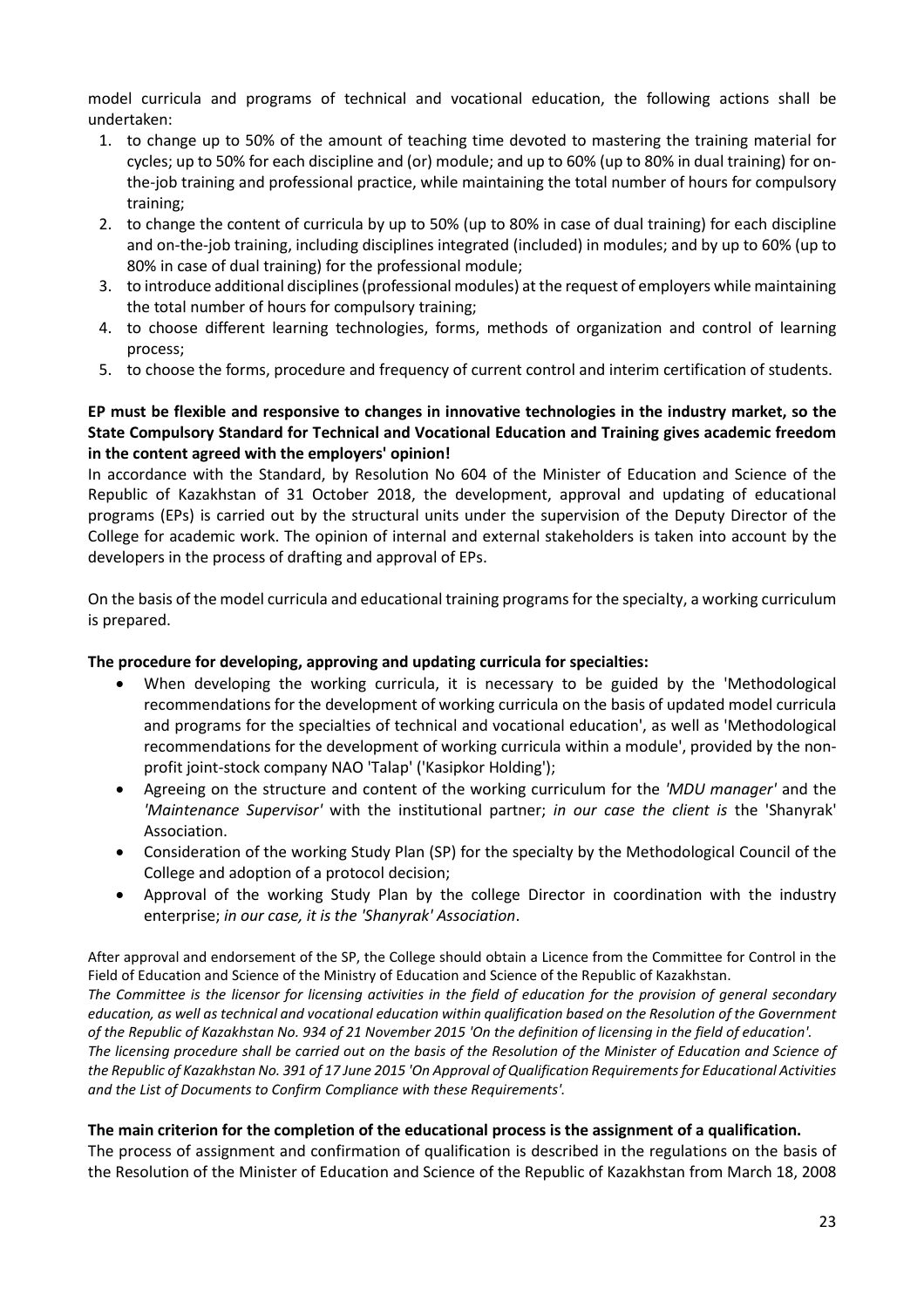model curricula and programs of technical and vocational education, the following actions shall be undertaken:

1. to change up to 50% of the amount of teaching time devoted to mastering the training material for cycles; up to 50% for each discipline and (or) module; and up to 60% (up to 80% in dual training) for on-the-job training and professional practice, while maintaining the total number of hours for compulsory training;
2. to change the content of curricula by up to 50% (up to 80% in case of dual training) for each discipline and on-the-job training, including disciplines integrated (included) in modules; and by up to 60% (up to 80% in case of dual training) for the professional module;
3. to introduce additional disciplines (professional modules) at the request of employers while maintaining the total number of hours for compulsory training;
4. to choose different learning technologies, forms, methods of organization and control of learning process;
5. to choose the forms, procedure and frequency of current control and interim certification of students.

**EP must be flexible and responsive to changes in innovative technologies in the industry market, so the State Compulsory Standard for Technical and Vocational Education and Training gives academic freedom in the content agreed with the employers' opinion!**

In accordance with the Standard, by Resolution No 604 of the Minister of Education and Science of the Republic of Kazakhstan of 31 October 2018, the development, approval and updating of educational programs (EPs) is carried out by the structural units under the supervision of the Deputy Director of the College for academic work. The opinion of internal and external stakeholders is taken into account by the developers in the process of drafting and approval of EPs.

On the basis of the model curricula and educational training programs for the specialty, a working curriculum is prepared.

**The procedure for developing, approving and updating curricula for specialties:**

- When developing the working curricula, it is necessary to be guided by the 'Methodological recommendations for the development of working curricula on the basis of updated model curricula and programs for the specialties of technical and vocational education', as well as 'Methodological recommendations for the development of working curricula within a module', provided by the non-profit joint-stock company NAO 'Talap' ('Kasipkor Holding');
- Agreeing on the structure and content of the working curriculum for the *'MDU manager'* and the *'Maintenance Supervisor'* with the institutional partner; *in our case the client is* the 'Shanyrak' Association.
- Consideration of the working Study Plan (SP) for the specialty by the Methodological Council of the College and adoption of a protocol decision;
- Approval of the working Study Plan by the college Director in coordination with the industry enterprise; *in our case, it is the 'Shanyrak' Association*.

After approval and endorsement of the SP, the College should obtain a Licence from the Committee for Control in the Field of Education and Science of the Ministry of Education and Science of the Republic of Kazakhstan.

*The Committee is the licensor for licensing activities in the field of education for the provision of general secondary education, as well as technical and vocational education within qualification based on the Resolution of the Government of the Republic of Kazakhstan No. 934 of 21 November 2015 'On the definition of licensing in the field of education'.*

*The licensing procedure shall be carried out on the basis of the Resolution of the Minister of Education and Science of the Republic of Kazakhstan No. 391 of 17 June 2015 'On Approval of Qualification Requirements for Educational Activities and the List of Documents to Confirm Compliance with these Requirements'.*

**The main criterion for the completion of the educational process is the assignment of a qualification.**

The process of assignment and confirmation of qualification is described in the regulations on the basis of the Resolution of the Minister of Education and Science of the Republic of Kazakhstan from March 18, 2008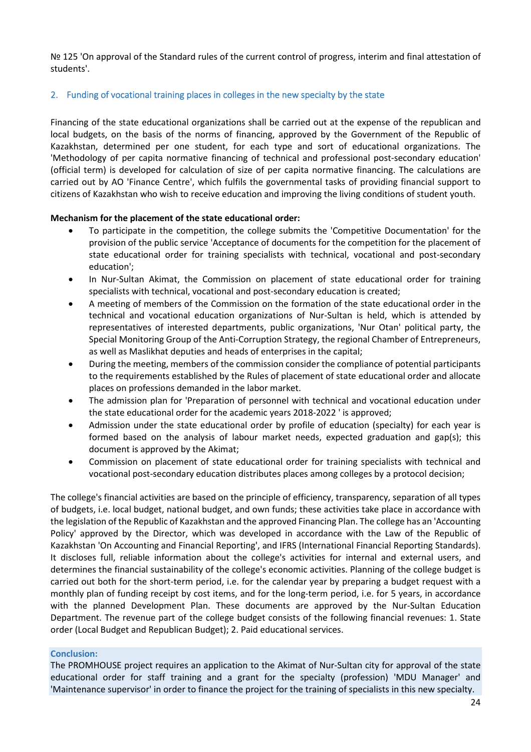№ 125 'On approval of the Standard rules of the current control of progress, interim and final attestation of students'.

## 2. Funding of vocational training places in colleges in the new specialty by the state

Financing of the state educational organizations shall be carried out at the expense of the republican and local budgets, on the basis of the norms of financing, approved by the Government of the Republic of Kazakhstan, determined per one student, for each type and sort of educational organizations. The 'Methodology of per capita normative financing of technical and professional post-secondary education' (official term) is developed for calculation of size of per capita normative financing. The calculations are carried out by AO 'Finance Centre', which fulfils the governmental tasks of providing financial support to citizens of Kazakhstan who wish to receive education and improving the living conditions of student youth.

**Mechanism for the placement of the state educational order:**

- To participate in the competition, the college submits the 'Competitive Documentation' for the provision of the public service 'Acceptance of documents for the competition for the placement of state educational order for training specialists with technical, vocational and post-secondary education';
- In Nur-Sultan Akimat, the Commission on placement of state educational order for training specialists with technical, vocational and post-secondary education is created;
- A meeting of members of the Commission on the formation of the state educational order in the technical and vocational education organizations of Nur-Sultan is held, which is attended by representatives of interested departments, public organizations, 'Nur Otan' political party, the Special Monitoring Group of the Anti-Corruption Strategy, the regional Chamber of Entrepreneurs, as well as Maslikhat deputies and heads of enterprises in the capital;
- During the meeting, members of the commission consider the compliance of potential participants to the requirements established by the Rules of placement of state educational order and allocate places on professions demanded in the labor market.
- The admission plan for 'Preparation of personnel with technical and vocational education under the state educational order for the academic years 2018-2022 ' is approved;
- Admission under the state educational order by profile of education (specialty) for each year is formed based on the analysis of labour market needs, expected graduation and gap(s); this document is approved by the Akimat;
- Commission on placement of state educational order for training specialists with technical and vocational post-secondary education distributes places among colleges by a protocol decision;

The college's financial activities are based on the principle of efficiency, transparency, separation of all types of budgets, i.e. local budget, national budget, and own funds; these activities take place in accordance with the legislation of the Republic of Kazakhstan and the approved Financing Plan. The college has an 'Accounting Policy' approved by the Director, which was developed in accordance with the Law of the Republic of Kazakhstan 'On Accounting and Financial Reporting', and IFRS (International Financial Reporting Standards). It discloses full, reliable information about the college's activities for internal and external users, and determines the financial sustainability of the college's economic activities. Planning of the college budget is carried out both for the short-term period, i.e. for the calendar year by preparing a budget request with a monthly plan of funding receipt by cost items, and for the long-term period, i.e. for 5 years, in accordance with the planned Development Plan. These documents are approved by the Nur-Sultan Education Department. The revenue part of the college budget consists of the following financial revenues: 1. State order (Local Budget and Republican Budget); 2. Paid educational services.

**Conclusion:**

The PROMHOUSE project requires an application to the Akimat of Nur-Sultan city for approval of the state educational order for staff training and a grant for the specialty (profession) 'MDU Manager' and 'Maintenance supervisor' in order to finance the project for the training of specialists in this new specialty.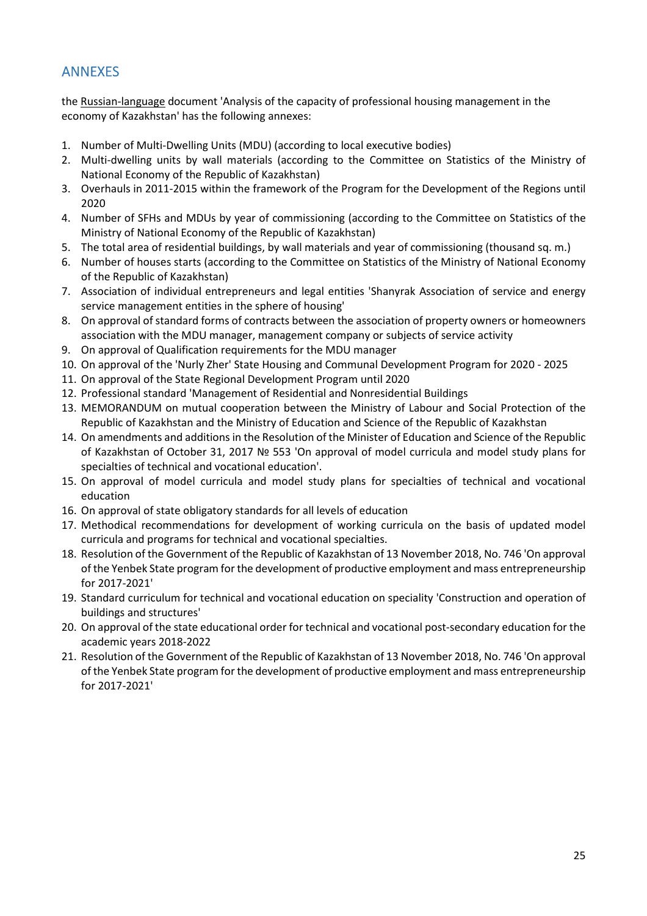## ANNEXES

the Russian-language document 'Analysis of the capacity of professional housing management in the economy of Kazakhstan' has the following annexes:

1. Number of Multi-Dwelling Units (MDU) (according to local executive bodies)
2. Multi-dwelling units by wall materials (according to the Committee on Statistics of the Ministry of National Economy of the Republic of Kazakhstan)
3. Overhauls in 2011-2015 within the framework of the Program for the Development of the Regions until 2020
4. Number of SFHs and MDUs by year of commissioning (according to the Committee on Statistics of the Ministry of National Economy of the Republic of Kazakhstan)
5. The total area of residential buildings, by wall materials and year of commissioning (thousand sq. m.)
6. Number of houses starts (according to the Committee on Statistics of the Ministry of National Economy of the Republic of Kazakhstan)
7. Association of individual entrepreneurs and legal entities 'Shanyrak Association of service and energy service management entities in the sphere of housing'
8. On approval of standard forms of contracts between the association of property owners or homeowners association with the MDU manager, management company or subjects of service activity
9. On approval of Qualification requirements for the MDU manager
10. On approval of the 'Nurly Zher' State Housing and Communal Development Program for 2020 - 2025
11. On approval of the State Regional Development Program until 2020
12. Professional standard 'Management of Residential and Nonresidential Buildings
13. MEMORANDUM on mutual cooperation between the Ministry of Labour and Social Protection of the Republic of Kazakhstan and the Ministry of Education and Science of the Republic of Kazakhstan
14. On amendments and additions in the Resolution of the Minister of Education and Science of the Republic of Kazakhstan of October 31, 2017 № 553 'On approval of model curricula and model study plans for specialties of technical and vocational education'.
15. On approval of model curricula and model study plans for specialties of technical and vocational education
16. On approval of state obligatory standards for all levels of education
17. Methodical recommendations for development of working curricula on the basis of updated model curricula and programs for technical and vocational specialties.
18. Resolution of the Government of the Republic of Kazakhstan of 13 November 2018, No. 746 'On approval of the Yenbek State program for the development of productive employment and mass entrepreneurship for 2017-2021'
19. Standard curriculum for technical and vocational education on speciality 'Construction and operation of buildings and structures'
20. On approval of the state educational order for technical and vocational post-secondary education for the academic years 2018-2022
21. Resolution of the Government of the Republic of Kazakhstan of 13 November 2018, No. 746 'On approval of the Yenbek State program for the development of productive employment and mass entrepreneurship for 2017-2021'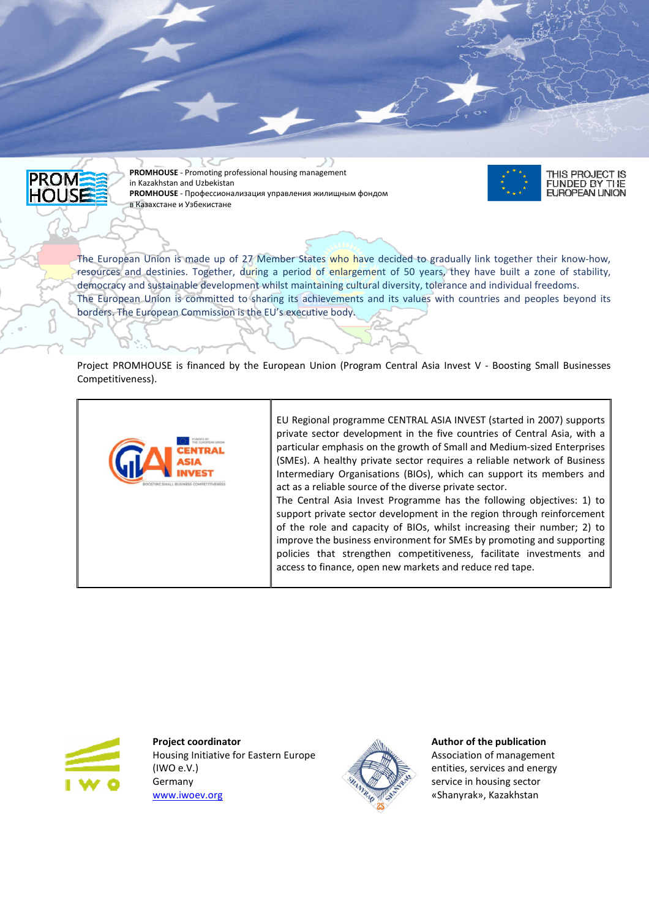**PROMHOUSE** - Promoting professional housing management in Kazakhstan and Uzbekistan
**PROMHOUSE** - Профессионализация управления жилищным фондом в Казахстане и Узбекистане

THIS PROJECT IS FUNDED BY THE EUROPEAN UNION

The European Union is made up of 27 Member States who have decided to gradually link together their know-how, resources and destinies. Together, during a period of enlargement of 50 years, they have built a zone of stability, democracy and sustainable development whilst maintaining cultural diversity, tolerance and individual freedoms.
The European Union is committed to sharing its achievements and its values with countries and peoples beyond its borders. The European Commission is the EU's executive body.

Project PROMHOUSE is financed by the European Union (Program Central Asia Invest V - Boosting Small Businesses Competitiveness).

| | |
|---|---|
| CENTRAL ASIA INVEST<br>BOOSTING SMALL BUSINESS COMPETITIVENESS | EU Regional programme CENTRAL ASIA INVEST (started in 2007) supports private sector development in the five countries of Central Asia, with a particular emphasis on the growth of Small and Medium-sized Enterprises (SMEs). A healthy private sector requires a reliable network of Business Intermediary Organisations (BIOs), which can support its members and act as a reliable source of the diverse private sector.<br>The Central Asia Invest Programme has the following objectives: 1) to support private sector development in the region through reinforcement of the role and capacity of BIOs, whilst increasing their number; 2) to improve the business environment for SMEs by promoting and supporting policies that strengthen competitiveness, facilitate investments and access to finance, open new markets and reduce red tape. |

**Project coordinator**
Housing Initiative for Eastern Europe (IWO e.V.)
Germany
www.iwoev.org

**Author of the publication**
Association of management entities, services and energy service in housing sector «Shanyrak», Kazakhstan